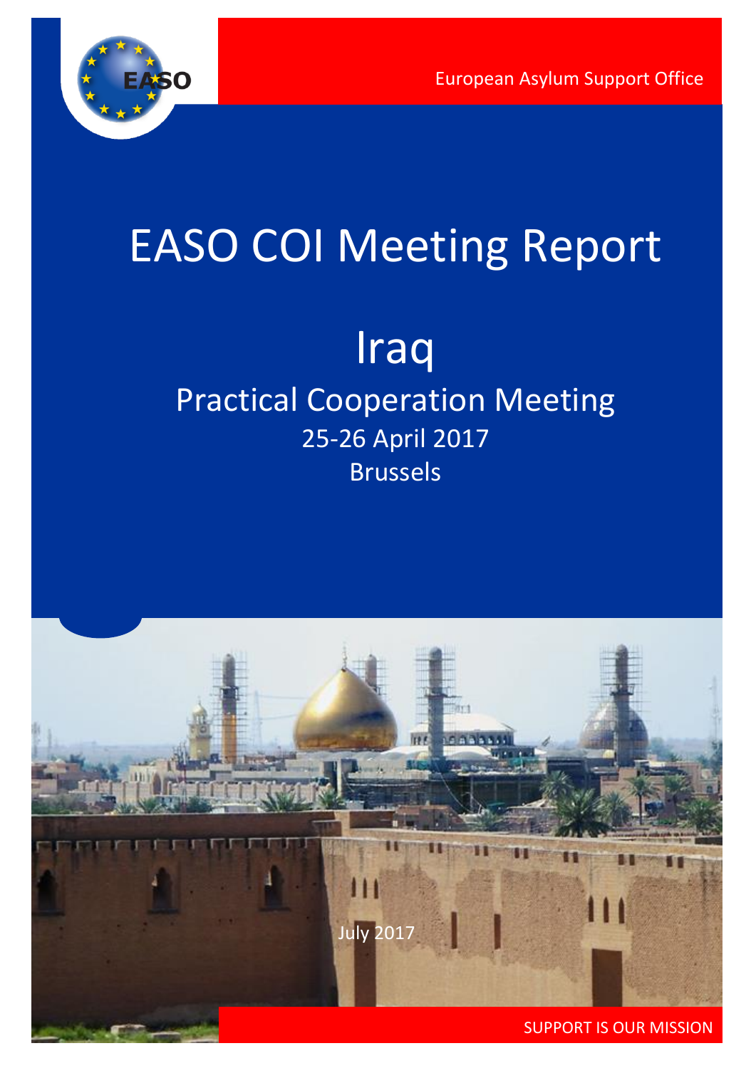European Asylum Support Office

# EASO COI Meeting Report

## Iraq

### Practical Cooperation Meeting

25-26 April 2017

Brussels

July 2017

SUPPORT IS OUR MISSION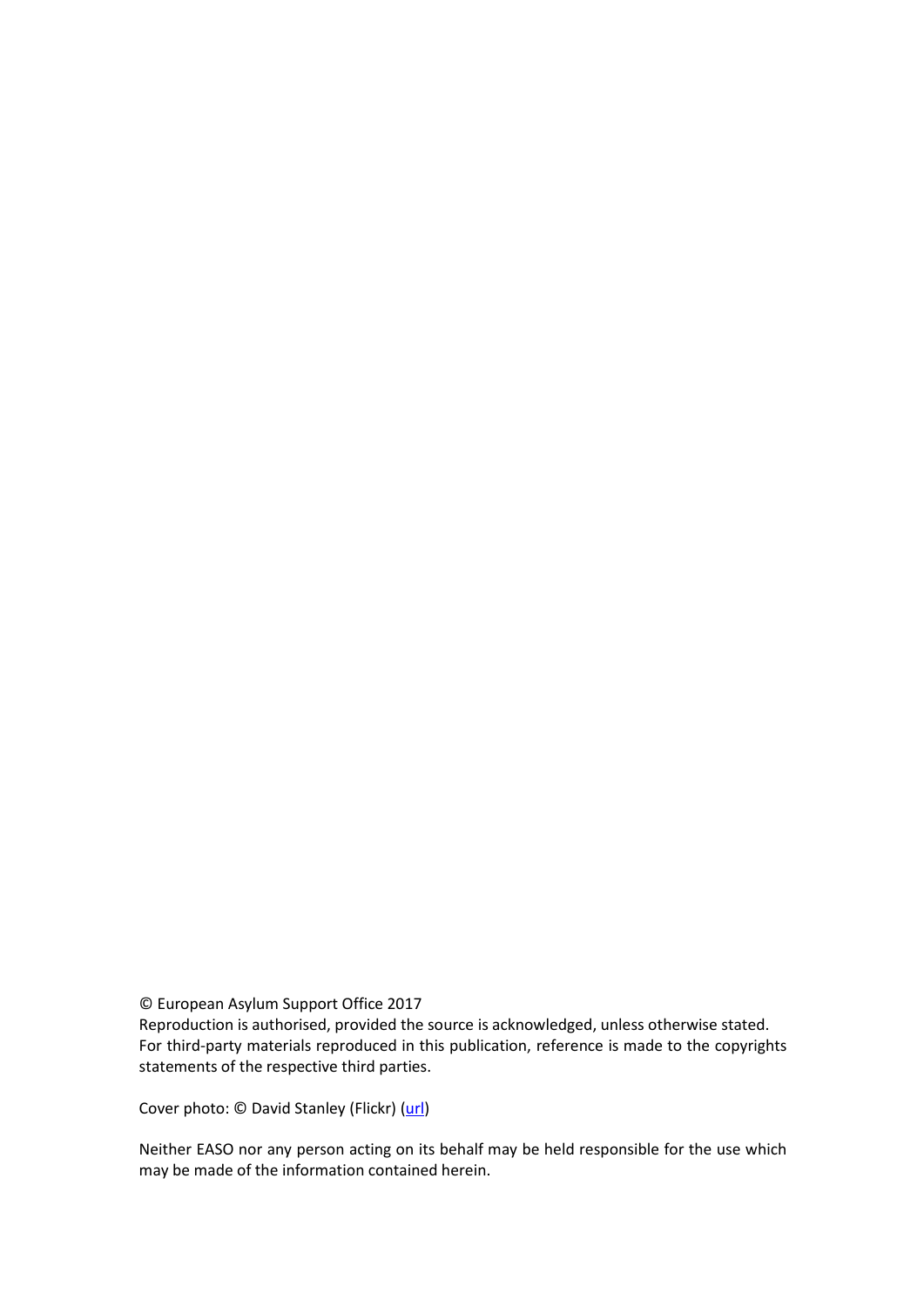© European Asylum Support Office 2017
Reproduction is authorised, provided the source is acknowledged, unless otherwise stated.
For third-party materials reproduced in this publication, reference is made to the copyrights statements of the respective third parties.

Cover photo: © David Stanley (Flickr) (url)

Neither EASO nor any person acting on its behalf may be held responsible for the use which may be made of the information contained herein.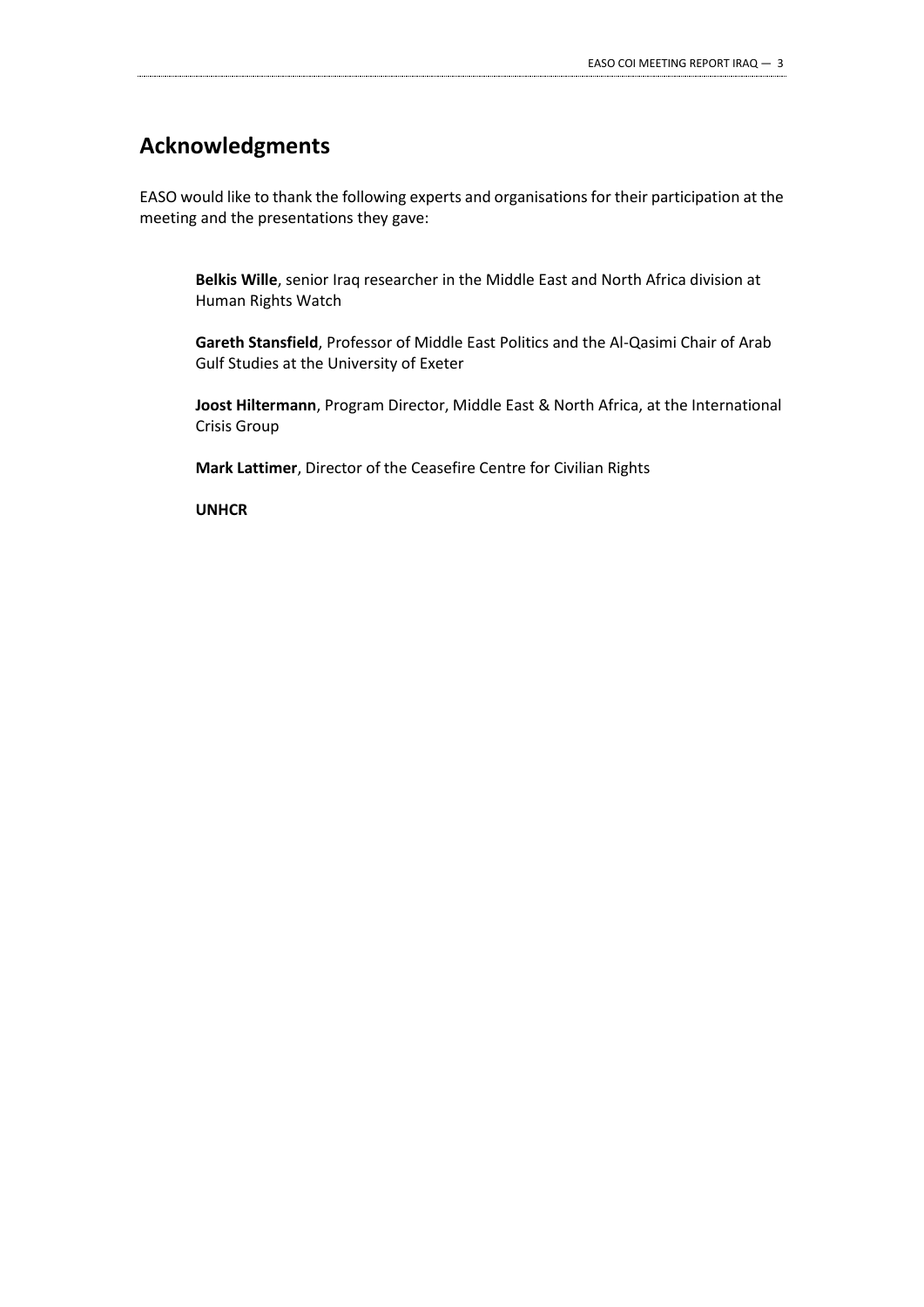## Acknowledgments

EASO would like to thank the following experts and organisations for their participation at the meeting and the presentations they gave:

**Belkis Wille**, senior Iraq researcher in the Middle East and North Africa division at Human Rights Watch

**Gareth Stansfield**, Professor of Middle East Politics and the Al-Qasimi Chair of Arab Gulf Studies at the University of Exeter

**Joost Hiltermann**, Program Director, Middle East & North Africa, at the International Crisis Group

**Mark Lattimer**, Director of the Ceasefire Centre for Civilian Rights

**UNHCR**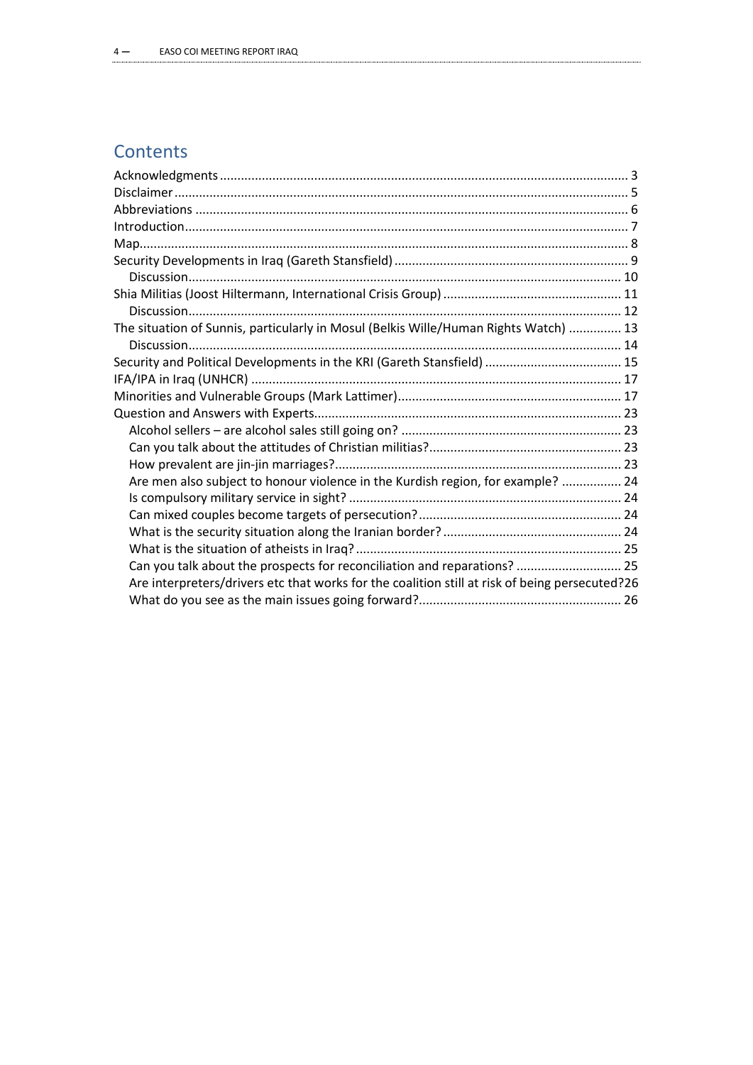# Contents

- Acknowledgments ........ 3
- Disclaimer ........ 5
- Abbreviations ........ 6
- Introduction ........ 7
- Map ........ 8
- Security Developments in Iraq (Gareth Stansfield) ........ 9
  - Discussion ........ 10
- Shia Militias (Joost Hiltermann, International Crisis Group) ........ 11
  - Discussion ........ 12
- The situation of Sunnis, particularly in Mosul (Belkis Wille/Human Rights Watch) ........ 13
  - Discussion ........ 14
- Security and Political Developments in the KRI (Gareth Stansfield) ........ 15
- IFA/IPA in Iraq (UNHCR) ........ 17
- Minorities and Vulnerable Groups (Mark Lattimer) ........ 17
- Question and Answers with Experts ........ 23
  - Alcohol sellers – are alcohol sales still going on? ........ 23
  - Can you talk about the attitudes of Christian militias? ........ 23
  - How prevalent are jin-jin marriages? ........ 23
  - Are men also subject to honour violence in the Kurdish region, for example? ........ 24
  - Is compulsory military service in sight? ........ 24
  - Can mixed couples become targets of persecution? ........ 24
  - What is the security situation along the Iranian border? ........ 24
  - What is the situation of atheists in Iraq? ........ 25
  - Can you talk about the prospects for reconciliation and reparations? ........ 25
  - Are interpreters/drivers etc that works for the coalition still at risk of being persecuted? ........ 26
  - What do you see as the main issues going forward? ........ 26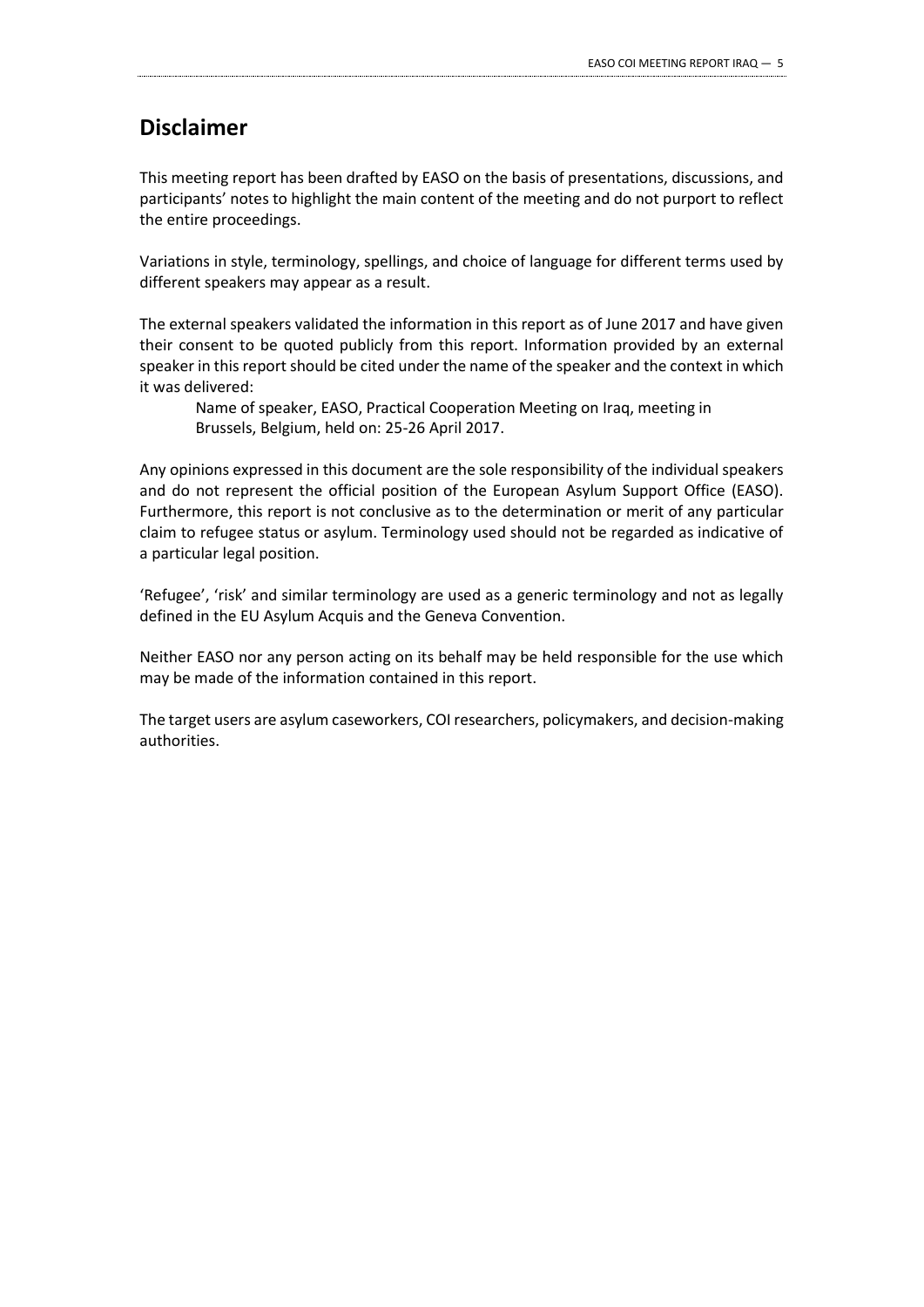## Disclaimer

This meeting report has been drafted by EASO on the basis of presentations, discussions, and participants' notes to highlight the main content of the meeting and do not purport to reflect the entire proceedings.

Variations in style, terminology, spellings, and choice of language for different terms used by different speakers may appear as a result.

The external speakers validated the information in this report as of June 2017 and have given their consent to be quoted publicly from this report. Information provided by an external speaker in this report should be cited under the name of the speaker and the context in which it was delivered:

> Name of speaker, EASO, Practical Cooperation Meeting on Iraq, meeting in Brussels, Belgium, held on: 25-26 April 2017.

Any opinions expressed in this document are the sole responsibility of the individual speakers and do not represent the official position of the European Asylum Support Office (EASO). Furthermore, this report is not conclusive as to the determination or merit of any particular claim to refugee status or asylum. Terminology used should not be regarded as indicative of a particular legal position.

'Refugee', 'risk' and similar terminology are used as a generic terminology and not as legally defined in the EU Asylum Acquis and the Geneva Convention.

Neither EASO nor any person acting on its behalf may be held responsible for the use which may be made of the information contained in this report.

The target users are asylum caseworkers, COI researchers, policymakers, and decision-making authorities.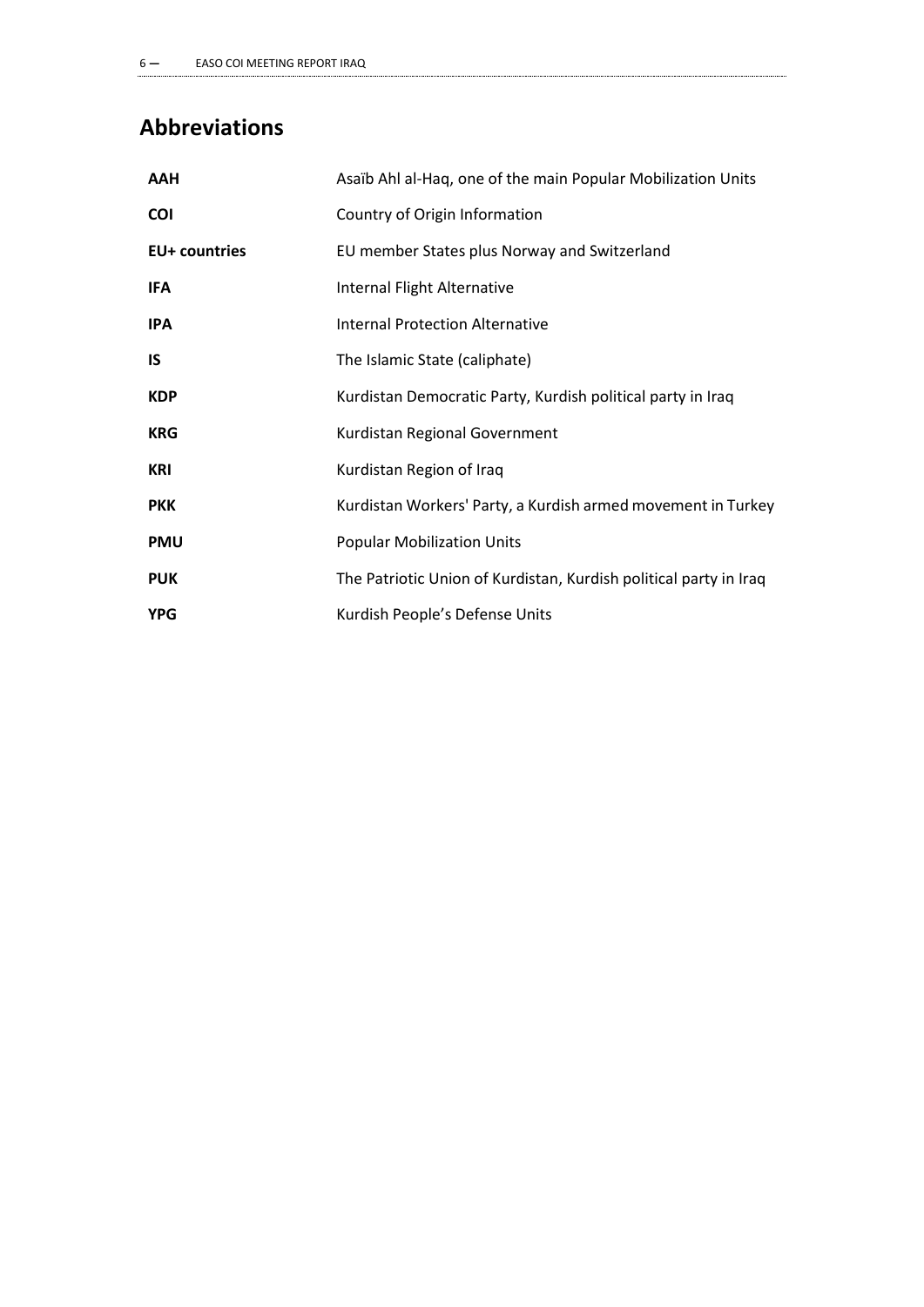## Abbreviations

| | |
|---|---|
| **AAH** | Asaïb Ahl al-Haq, one of the main Popular Mobilization Units |
| **COI** | Country of Origin Information |
| **EU+ countries** | EU member States plus Norway and Switzerland |
| **IFA** | Internal Flight Alternative |
| **IPA** | Internal Protection Alternative |
| **IS** | The Islamic State (caliphate) |
| **KDP** | Kurdistan Democratic Party, Kurdish political party in Iraq |
| **KRG** | Kurdistan Regional Government |
| **KRI** | Kurdistan Region of Iraq |
| **PKK** | Kurdistan Workers' Party, a Kurdish armed movement in Turkey |
| **PMU** | Popular Mobilization Units |
| **PUK** | The Patriotic Union of Kurdistan, Kurdish political party in Iraq |
| **YPG** | Kurdish People's Defense Units |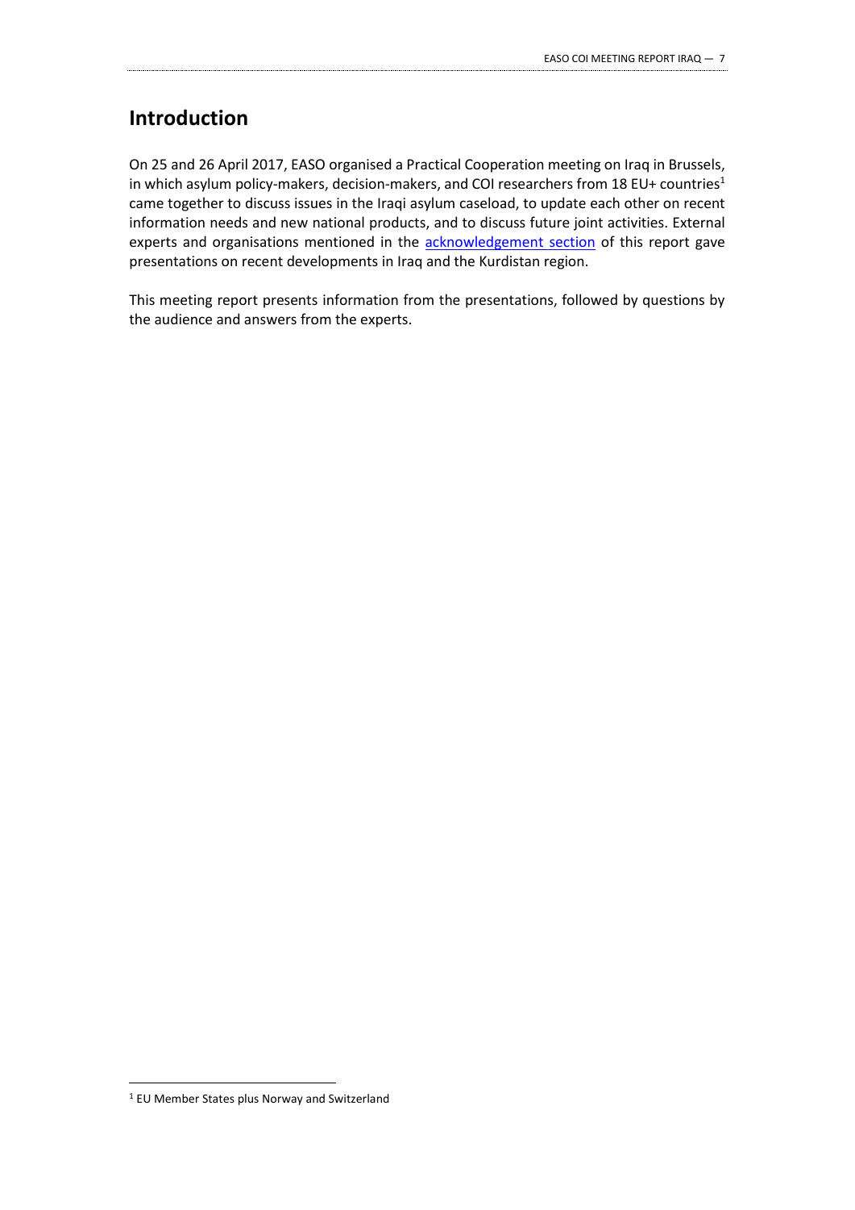## Introduction

On 25 and 26 April 2017, EASO organised a Practical Cooperation meeting on Iraq in Brussels, in which asylum policy-makers, decision-makers, and COI researchers from 18 EU+ countries[1] came together to discuss issues in the Iraqi asylum caseload, to update each other on recent information needs and new national products, and to discuss future joint activities. External experts and organisations mentioned in the acknowledgement section of this report gave presentations on recent developments in Iraq and the Kurdistan region.

This meeting report presents information from the presentations, followed by questions by the audience and answers from the experts.

[1] EU Member States plus Norway and Switzerland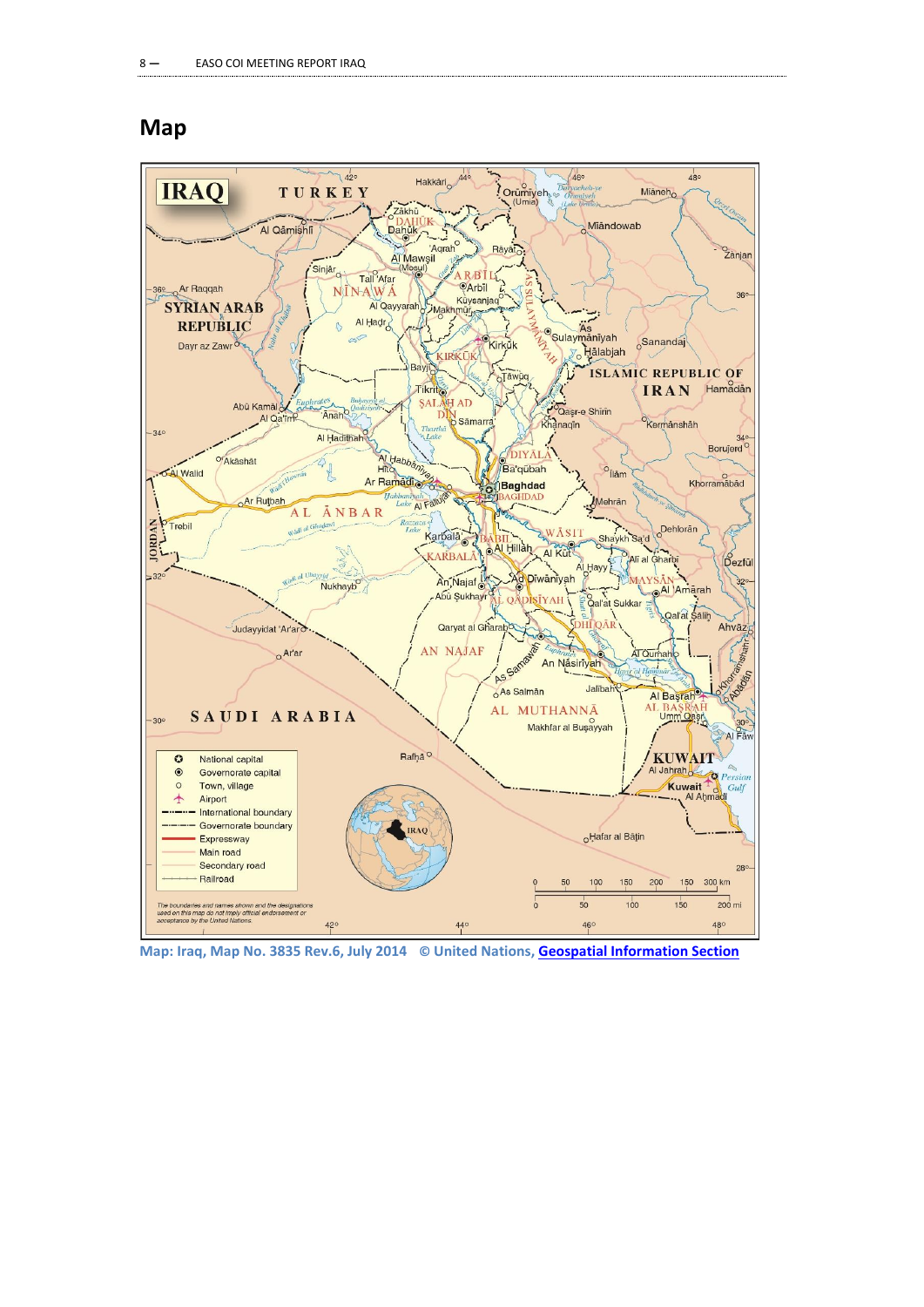## Map

Map: Iraq, Map No. 3835 Rev.6, July 2014 © United Nations, [Geospatial Information Section](#)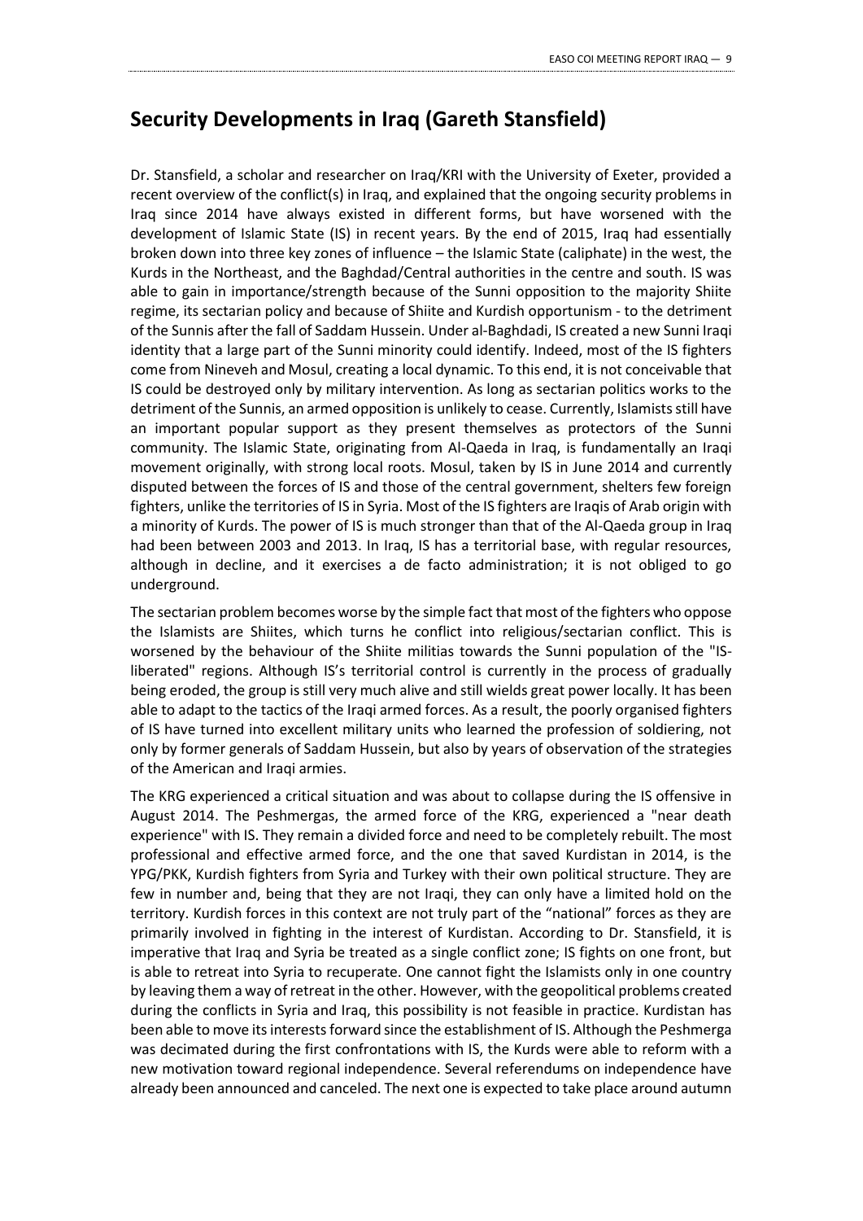## Security Developments in Iraq (Gareth Stansfield)

Dr. Stansfield, a scholar and researcher on Iraq/KRI with the University of Exeter, provided a recent overview of the conflict(s) in Iraq, and explained that the ongoing security problems in Iraq since 2014 have always existed in different forms, but have worsened with the development of Islamic State (IS) in recent years. By the end of 2015, Iraq had essentially broken down into three key zones of influence – the Islamic State (caliphate) in the west, the Kurds in the Northeast, and the Baghdad/Central authorities in the centre and south. IS was able to gain in importance/strength because of the Sunni opposition to the majority Shiite regime, its sectarian policy and because of Shiite and Kurdish opportunism - to the detriment of the Sunnis after the fall of Saddam Hussein. Under al-Baghdadi, IS created a new Sunni Iraqi identity that a large part of the Sunni minority could identify. Indeed, most of the IS fighters come from Nineveh and Mosul, creating a local dynamic. To this end, it is not conceivable that IS could be destroyed only by military intervention. As long as sectarian politics works to the detriment of the Sunnis, an armed opposition is unlikely to cease. Currently, Islamists still have an important popular support as they present themselves as protectors of the Sunni community. The Islamic State, originating from Al-Qaeda in Iraq, is fundamentally an Iraqi movement originally, with strong local roots. Mosul, taken by IS in June 2014 and currently disputed between the forces of IS and those of the central government, shelters few foreign fighters, unlike the territories of IS in Syria. Most of the IS fighters are Iraqis of Arab origin with a minority of Kurds. The power of IS is much stronger than that of the Al-Qaeda group in Iraq had been between 2003 and 2013. In Iraq, IS has a territorial base, with regular resources, although in decline, and it exercises a de facto administration; it is not obliged to go underground.

The sectarian problem becomes worse by the simple fact that most of the fighters who oppose the Islamists are Shiites, which turns he conflict into religious/sectarian conflict. This is worsened by the behaviour of the Shiite militias towards the Sunni population of the "IS-liberated" regions. Although IS's territorial control is currently in the process of gradually being eroded, the group is still very much alive and still wields great power locally. It has been able to adapt to the tactics of the Iraqi armed forces. As a result, the poorly organised fighters of IS have turned into excellent military units who learned the profession of soldiering, not only by former generals of Saddam Hussein, but also by years of observation of the strategies of the American and Iraqi armies.

The KRG experienced a critical situation and was about to collapse during the IS offensive in August 2014. The Peshmergas, the armed force of the KRG, experienced a "near death experience" with IS. They remain a divided force and need to be completely rebuilt. The most professional and effective armed force, and the one that saved Kurdistan in 2014, is the YPG/PKK, Kurdish fighters from Syria and Turkey with their own political structure. They are few in number and, being that they are not Iraqi, they can only have a limited hold on the territory. Kurdish forces in this context are not truly part of the "national" forces as they are primarily involved in fighting in the interest of Kurdistan. According to Dr. Stansfield, it is imperative that Iraq and Syria be treated as a single conflict zone; IS fights on one front, but is able to retreat into Syria to recuperate. One cannot fight the Islamists only in one country by leaving them a way of retreat in the other. However, with the geopolitical problems created during the conflicts in Syria and Iraq, this possibility is not feasible in practice. Kurdistan has been able to move its interests forward since the establishment of IS. Although the Peshmerga was decimated during the first confrontations with IS, the Kurds were able to reform with a new motivation toward regional independence. Several referendums on independence have already been announced and canceled. The next one is expected to take place around autumn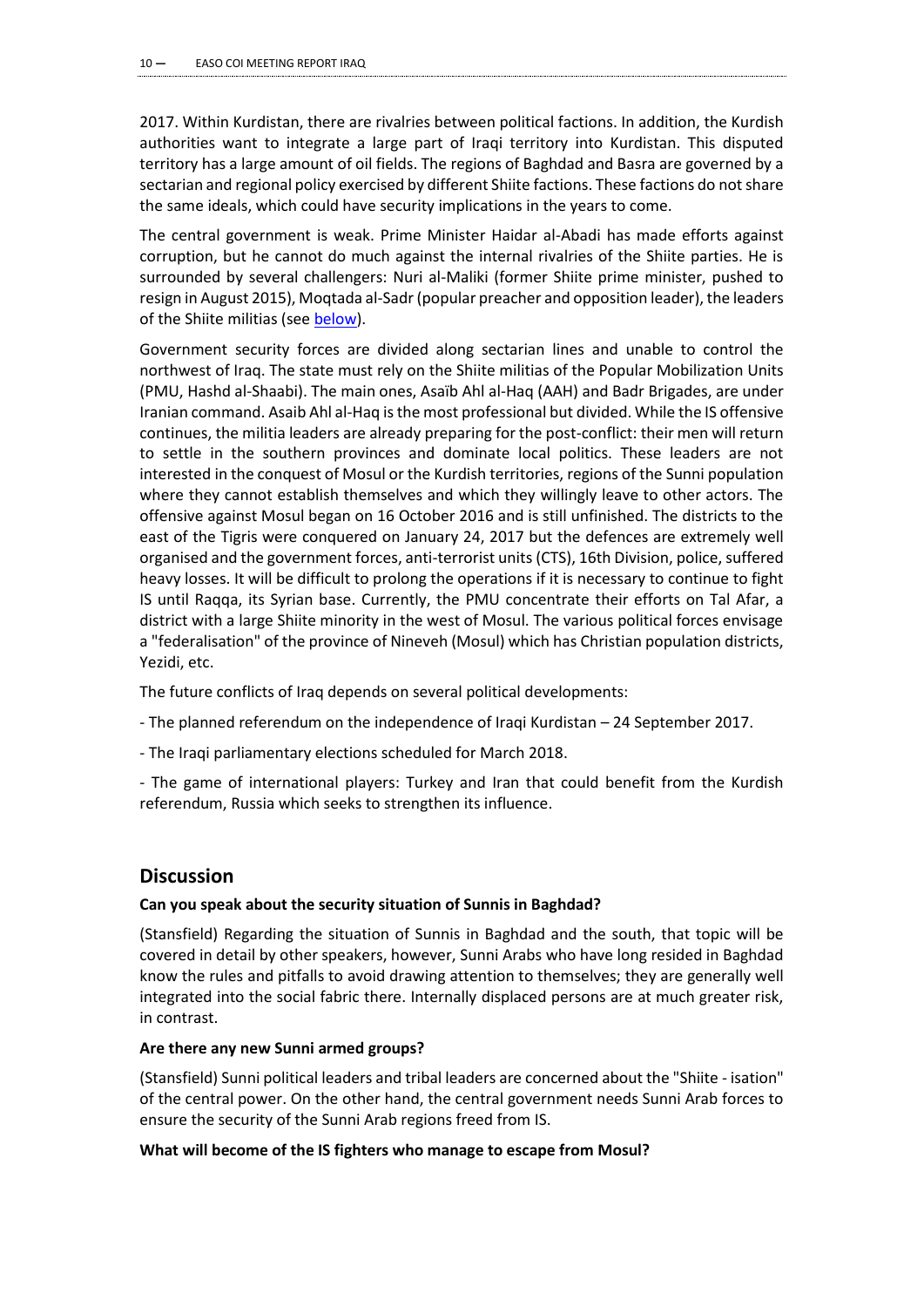2017. Within Kurdistan, there are rivalries between political factions. In addition, the Kurdish authorities want to integrate a large part of Iraqi territory into Kurdistan. This disputed territory has a large amount of oil fields. The regions of Baghdad and Basra are governed by a sectarian and regional policy exercised by different Shiite factions. These factions do not share the same ideals, which could have security implications in the years to come.

The central government is weak. Prime Minister Haidar al-Abadi has made efforts against corruption, but he cannot do much against the internal rivalries of the Shiite parties. He is surrounded by several challengers: Nuri al-Maliki (former Shiite prime minister, pushed to resign in August 2015), Moqtada al-Sadr (popular preacher and opposition leader), the leaders of the Shiite militias (see below).

Government security forces are divided along sectarian lines and unable to control the northwest of Iraq. The state must rely on the Shiite militias of the Popular Mobilization Units (PMU, Hashd al-Shaabi). The main ones, Asaïb Ahl al-Haq (AAH) and Badr Brigades, are under Iranian command. Asaib Ahl al-Haq is the most professional but divided. While the IS offensive continues, the militia leaders are already preparing for the post-conflict: their men will return to settle in the southern provinces and dominate local politics. These leaders are not interested in the conquest of Mosul or the Kurdish territories, regions of the Sunni population where they cannot establish themselves and which they willingly leave to other actors. The offensive against Mosul began on 16 October 2016 and is still unfinished. The districts to the east of the Tigris were conquered on January 24, 2017 but the defences are extremely well organised and the government forces, anti-terrorist units (CTS), 16th Division, police, suffered heavy losses. It will be difficult to prolong the operations if it is necessary to continue to fight IS until Raqqa, its Syrian base. Currently, the PMU concentrate their efforts on Tal Afar, a district with a large Shiite minority in the west of Mosul. The various political forces envisage a "federalisation" of the province of Nineveh (Mosul) which has Christian population districts, Yezidi, etc.

The future conflicts of Iraq depends on several political developments:

- The planned referendum on the independence of Iraqi Kurdistan – 24 September 2017.

- The Iraqi parliamentary elections scheduled for March 2018.

- The game of international players: Turkey and Iran that could benefit from the Kurdish referendum, Russia which seeks to strengthen its influence.

## Discussion

**Can you speak about the security situation of Sunnis in Baghdad?**

(Stansfield) Regarding the situation of Sunnis in Baghdad and the south, that topic will be covered in detail by other speakers, however, Sunni Arabs who have long resided in Baghdad know the rules and pitfalls to avoid drawing attention to themselves; they are generally well integrated into the social fabric there. Internally displaced persons are at much greater risk, in contrast.

**Are there any new Sunni armed groups?**

(Stansfield) Sunni political leaders and tribal leaders are concerned about the "Shiite - isation" of the central power. On the other hand, the central government needs Sunni Arab forces to ensure the security of the Sunni Arab regions freed from IS.

**What will become of the IS fighters who manage to escape from Mosul?**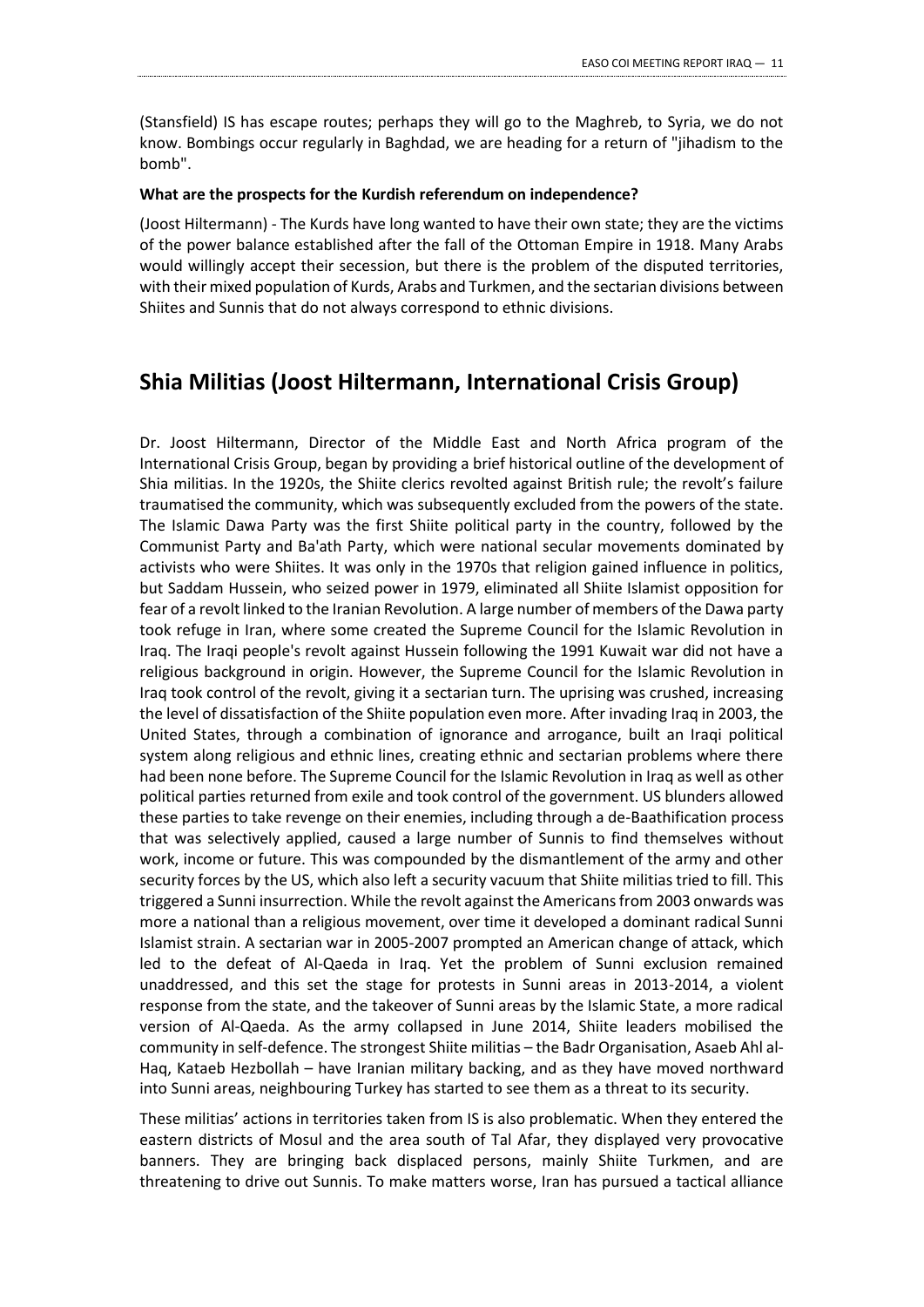(Stansfield) IS has escape routes; perhaps they will go to the Maghreb, to Syria, we do not know. Bombings occur regularly in Baghdad, we are heading for a return of "jihadism to the bomb".

**What are the prospects for the Kurdish referendum on independence?**

(Joost Hiltermann) - The Kurds have long wanted to have their own state; they are the victims of the power balance established after the fall of the Ottoman Empire in 1918. Many Arabs would willingly accept their secession, but there is the problem of the disputed territories, with their mixed population of Kurds, Arabs and Turkmen, and the sectarian divisions between Shiites and Sunnis that do not always correspond to ethnic divisions.

## Shia Militias (Joost Hiltermann, International Crisis Group)

Dr. Joost Hiltermann, Director of the Middle East and North Africa program of the International Crisis Group, began by providing a brief historical outline of the development of Shia militias. In the 1920s, the Shiite clerics revolted against British rule; the revolt's failure traumatised the community, which was subsequently excluded from the powers of the state. The Islamic Dawa Party was the first Shiite political party in the country, followed by the Communist Party and Ba'ath Party, which were national secular movements dominated by activists who were Shiites. It was only in the 1970s that religion gained influence in politics, but Saddam Hussein, who seized power in 1979, eliminated all Shiite Islamist opposition for fear of a revolt linked to the Iranian Revolution. A large number of members of the Dawa party took refuge in Iran, where some created the Supreme Council for the Islamic Revolution in Iraq. The Iraqi people's revolt against Hussein following the 1991 Kuwait war did not have a religious background in origin. However, the Supreme Council for the Islamic Revolution in Iraq took control of the revolt, giving it a sectarian turn. The uprising was crushed, increasing the level of dissatisfaction of the Shiite population even more. After invading Iraq in 2003, the United States, through a combination of ignorance and arrogance, built an Iraqi political system along religious and ethnic lines, creating ethnic and sectarian problems where there had been none before. The Supreme Council for the Islamic Revolution in Iraq as well as other political parties returned from exile and took control of the government. US blunders allowed these parties to take revenge on their enemies, including through a de-Baathification process that was selectively applied, caused a large number of Sunnis to find themselves without work, income or future. This was compounded by the dismantlement of the army and other security forces by the US, which also left a security vacuum that Shiite militias tried to fill. This triggered a Sunni insurrection. While the revolt against the Americans from 2003 onwards was more a national than a religious movement, over time it developed a dominant radical Sunni Islamist strain. A sectarian war in 2005-2007 prompted an American change of attack, which led to the defeat of Al-Qaeda in Iraq. Yet the problem of Sunni exclusion remained unaddressed, and this set the stage for protests in Sunni areas in 2013-2014, a violent response from the state, and the takeover of Sunni areas by the Islamic State, a more radical version of Al-Qaeda. As the army collapsed in June 2014, Shiite leaders mobilised the community in self-defence. The strongest Shiite militias – the Badr Organisation, Asaeb Ahl al-Haq, Kataeb Hezbollah – have Iranian military backing, and as they have moved northward into Sunni areas, neighbouring Turkey has started to see them as a threat to its security.

These militias' actions in territories taken from IS is also problematic. When they entered the eastern districts of Mosul and the area south of Tal Afar, they displayed very provocative banners. They are bringing back displaced persons, mainly Shiite Turkmen, and are threatening to drive out Sunnis. To make matters worse, Iran has pursued a tactical alliance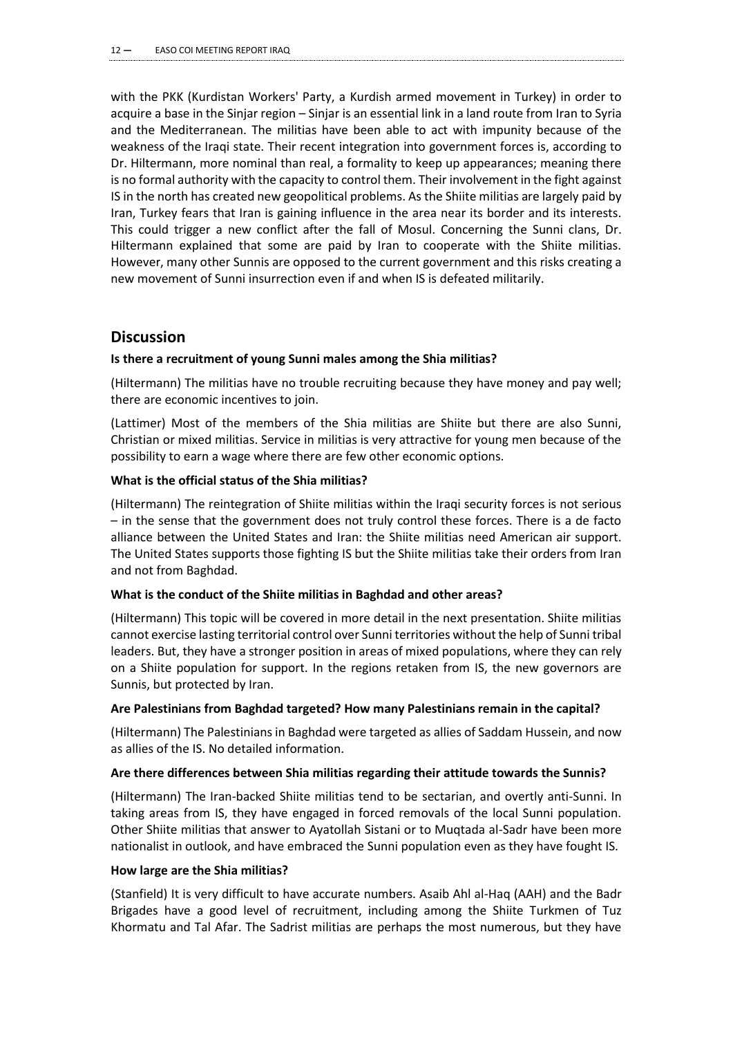with the PKK (Kurdistan Workers' Party, a Kurdish armed movement in Turkey) in order to acquire a base in the Sinjar region – Sinjar is an essential link in a land route from Iran to Syria and the Mediterranean. The militias have been able to act with impunity because of the weakness of the Iraqi state. Their recent integration into government forces is, according to Dr. Hiltermann, more nominal than real, a formality to keep up appearances; meaning there is no formal authority with the capacity to control them. Their involvement in the fight against IS in the north has created new geopolitical problems. As the Shiite militias are largely paid by Iran, Turkey fears that Iran is gaining influence in the area near its border and its interests. This could trigger a new conflict after the fall of Mosul. Concerning the Sunni clans, Dr. Hiltermann explained that some are paid by Iran to cooperate with the Shiite militias. However, many other Sunnis are opposed to the current government and this risks creating a new movement of Sunni insurrection even if and when IS is defeated militarily.

## Discussion

**Is there a recruitment of young Sunni males among the Shia militias?**

(Hiltermann) The militias have no trouble recruiting because they have money and pay well; there are economic incentives to join.

(Lattimer) Most of the members of the Shia militias are Shiite but there are also Sunni, Christian or mixed militias. Service in militias is very attractive for young men because of the possibility to earn a wage where there are few other economic options.

**What is the official status of the Shia militias?**

(Hiltermann) The reintegration of Shiite militias within the Iraqi security forces is not serious – in the sense that the government does not truly control these forces. There is a de facto alliance between the United States and Iran: the Shiite militias need American air support. The United States supports those fighting IS but the Shiite militias take their orders from Iran and not from Baghdad.

**What is the conduct of the Shiite militias in Baghdad and other areas?**

(Hiltermann) This topic will be covered in more detail in the next presentation. Shiite militias cannot exercise lasting territorial control over Sunni territories without the help of Sunni tribal leaders. But, they have a stronger position in areas of mixed populations, where they can rely on a Shiite population for support. In the regions retaken from IS, the new governors are Sunnis, but protected by Iran.

**Are Palestinians from Baghdad targeted? How many Palestinians remain in the capital?**

(Hiltermann) The Palestinians in Baghdad were targeted as allies of Saddam Hussein, and now as allies of the IS. No detailed information.

**Are there differences between Shia militias regarding their attitude towards the Sunnis?**

(Hiltermann) The Iran-backed Shiite militias tend to be sectarian, and overtly anti-Sunni. In taking areas from IS, they have engaged in forced removals of the local Sunni population. Other Shiite militias that answer to Ayatollah Sistani or to Muqtada al-Sadr have been more nationalist in outlook, and have embraced the Sunni population even as they have fought IS.

**How large are the Shia militias?**

(Stanfield) It is very difficult to have accurate numbers. Asaib Ahl al-Haq (AAH) and the Badr Brigades have a good level of recruitment, including among the Shiite Turkmen of Tuz Khormatu and Tal Afar. The Sadrist militias are perhaps the most numerous, but they have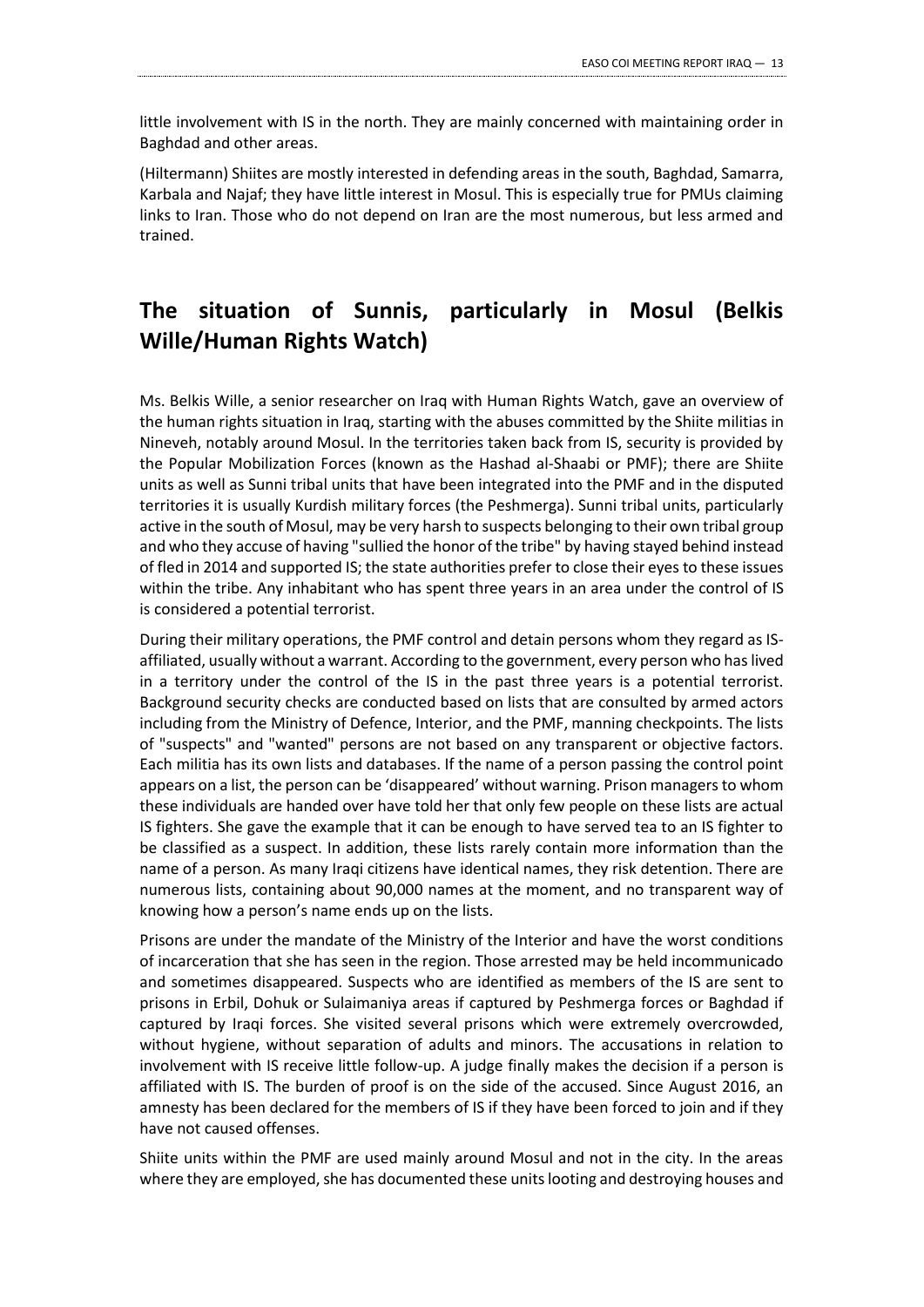little involvement with IS in the north. They are mainly concerned with maintaining order in Baghdad and other areas.

(Hiltermann) Shiites are mostly interested in defending areas in the south, Baghdad, Samarra, Karbala and Najaf; they have little interest in Mosul. This is especially true for PMUs claiming links to Iran. Those who do not depend on Iran are the most numerous, but less armed and trained.

## The situation of Sunnis, particularly in Mosul (Belkis Wille/Human Rights Watch)

Ms. Belkis Wille, a senior researcher on Iraq with Human Rights Watch, gave an overview of the human rights situation in Iraq, starting with the abuses committed by the Shiite militias in Nineveh, notably around Mosul. In the territories taken back from IS, security is provided by the Popular Mobilization Forces (known as the Hashad al-Shaabi or PMF); there are Shiite units as well as Sunni tribal units that have been integrated into the PMF and in the disputed territories it is usually Kurdish military forces (the Peshmerga). Sunni tribal units, particularly active in the south of Mosul, may be very harsh to suspects belonging to their own tribal group and who they accuse of having "sullied the honor of the tribe" by having stayed behind instead of fled in 2014 and supported IS; the state authorities prefer to close their eyes to these issues within the tribe. Any inhabitant who has spent three years in an area under the control of IS is considered a potential terrorist.

During their military operations, the PMF control and detain persons whom they regard as IS-affiliated, usually without a warrant. According to the government, every person who has lived in a territory under the control of the IS in the past three years is a potential terrorist. Background security checks are conducted based on lists that are consulted by armed actors including from the Ministry of Defence, Interior, and the PMF, manning checkpoints. The lists of "suspects" and "wanted" persons are not based on any transparent or objective factors. Each militia has its own lists and databases. If the name of a person passing the control point appears on a list, the person can be 'disappeared' without warning. Prison managers to whom these individuals are handed over have told her that only few people on these lists are actual IS fighters. She gave the example that it can be enough to have served tea to an IS fighter to be classified as a suspect. In addition, these lists rarely contain more information than the name of a person. As many Iraqi citizens have identical names, they risk detention. There are numerous lists, containing about 90,000 names at the moment, and no transparent way of knowing how a person's name ends up on the lists.

Prisons are under the mandate of the Ministry of the Interior and have the worst conditions of incarceration that she has seen in the region. Those arrested may be held incommunicado and sometimes disappeared. Suspects who are identified as members of the IS are sent to prisons in Erbil, Dohuk or Sulaimaniya areas if captured by Peshmerga forces or Baghdad if captured by Iraqi forces. She visited several prisons which were extremely overcrowded, without hygiene, without separation of adults and minors. The accusations in relation to involvement with IS receive little follow-up. A judge finally makes the decision if a person is affiliated with IS. The burden of proof is on the side of the accused. Since August 2016, an amnesty has been declared for the members of IS if they have been forced to join and if they have not caused offenses.

Shiite units within the PMF are used mainly around Mosul and not in the city. In the areas where they are employed, she has documented these units looting and destroying houses and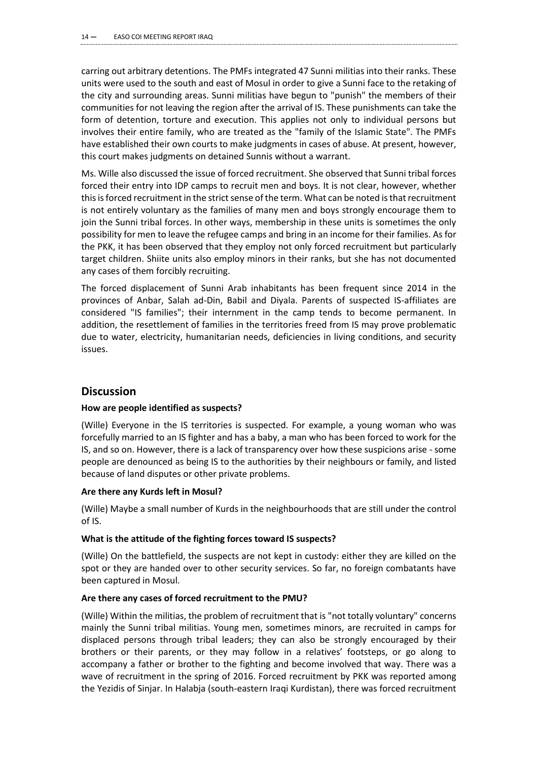carring out arbitrary detentions. The PMFs integrated 47 Sunni militias into their ranks. These units were used to the south and east of Mosul in order to give a Sunni face to the retaking of the city and surrounding areas. Sunni militias have begun to "punish" the members of their communities for not leaving the region after the arrival of IS. These punishments can take the form of detention, torture and execution. This applies not only to individual persons but involves their entire family, who are treated as the "family of the Islamic State". The PMFs have established their own courts to make judgments in cases of abuse. At present, however, this court makes judgments on detained Sunnis without a warrant.

Ms. Wille also discussed the issue of forced recruitment. She observed that Sunni tribal forces forced their entry into IDP camps to recruit men and boys. It is not clear, however, whether this is forced recruitment in the strict sense of the term. What can be noted is that recruitment is not entirely voluntary as the families of many men and boys strongly encourage them to join the Sunni tribal forces. In other ways, membership in these units is sometimes the only possibility for men to leave the refugee camps and bring in an income for their families. As for the PKK, it has been observed that they employ not only forced recruitment but particularly target children. Shiite units also employ minors in their ranks, but she has not documented any cases of them forcibly recruiting.

The forced displacement of Sunni Arab inhabitants has been frequent since 2014 in the provinces of Anbar, Salah ad-Din, Babil and Diyala. Parents of suspected IS-affiliates are considered "IS families"; their internment in the camp tends to become permanent. In addition, the resettlement of families in the territories freed from IS may prove problematic due to water, electricity, humanitarian needs, deficiencies in living conditions, and security issues.

## Discussion

**How are people identified as suspects?**

(Wille) Everyone in the IS territories is suspected. For example, a young woman who was forcefully married to an IS fighter and has a baby, a man who has been forced to work for the IS, and so on. However, there is a lack of transparency over how these suspicions arise - some people are denounced as being IS to the authorities by their neighbours or family, and listed because of land disputes or other private problems.

**Are there any Kurds left in Mosul?**

(Wille) Maybe a small number of Kurds in the neighbourhoods that are still under the control of IS.

**What is the attitude of the fighting forces toward IS suspects?**

(Wille) On the battlefield, the suspects are not kept in custody: either they are killed on the spot or they are handed over to other security services. So far, no foreign combatants have been captured in Mosul.

**Are there any cases of forced recruitment to the PMU?**

(Wille) Within the militias, the problem of recruitment that is "not totally voluntary" concerns mainly the Sunni tribal militias. Young men, sometimes minors, are recruited in camps for displaced persons through tribal leaders; they can also be strongly encouraged by their brothers or their parents, or they may follow in a relatives' footsteps, or go along to accompany a father or brother to the fighting and become involved that way. There was a wave of recruitment in the spring of 2016. Forced recruitment by PKK was reported among the Yezidis of Sinjar. In Halabja (south-eastern Iraqi Kurdistan), there was forced recruitment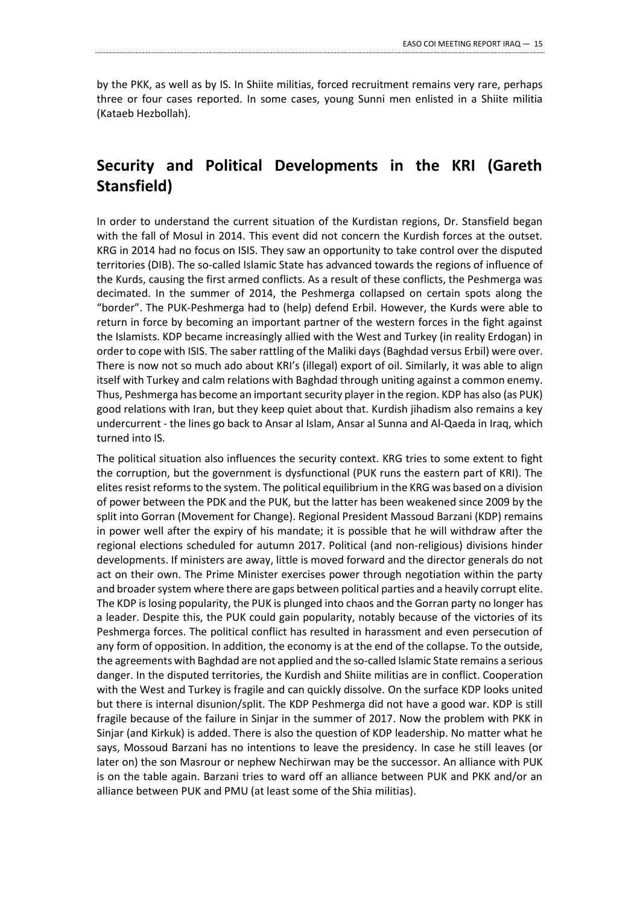by the PKK, as well as by IS. In Shiite militias, forced recruitment remains very rare, perhaps three or four cases reported. In some cases, young Sunni men enlisted in a Shiite militia (Kataeb Hezbollah).

## Security and Political Developments in the KRI (Gareth Stansfield)

In order to understand the current situation of the Kurdistan regions, Dr. Stansfield began with the fall of Mosul in 2014. This event did not concern the Kurdish forces at the outset. KRG in 2014 had no focus on ISIS. They saw an opportunity to take control over the disputed territories (DIB). The so-called Islamic State has advanced towards the regions of influence of the Kurds, causing the first armed conflicts. As a result of these conflicts, the Peshmerga was decimated. In the summer of 2014, the Peshmerga collapsed on certain spots along the "border". The PUK-Peshmerga had to (help) defend Erbil. However, the Kurds were able to return in force by becoming an important partner of the western forces in the fight against the Islamists. KDP became increasingly allied with the West and Turkey (in reality Erdogan) in order to cope with ISIS. The saber rattling of the Maliki days (Baghdad versus Erbil) were over. There is now not so much ado about KRI's (illegal) export of oil. Similarly, it was able to align itself with Turkey and calm relations with Baghdad through uniting against a common enemy. Thus, Peshmerga has become an important security player in the region. KDP has also (as PUK) good relations with Iran, but they keep quiet about that. Kurdish jihadism also remains a key undercurrent - the lines go back to Ansar al Islam, Ansar al Sunna and Al-Qaeda in Iraq, which turned into IS.

The political situation also influences the security context. KRG tries to some extent to fight the corruption, but the government is dysfunctional (PUK runs the eastern part of KRI). The elites resist reforms to the system. The political equilibrium in the KRG was based on a division of power between the PDK and the PUK, but the latter has been weakened since 2009 by the split into Gorran (Movement for Change). Regional President Massoud Barzani (KDP) remains in power well after the expiry of his mandate; it is possible that he will withdraw after the regional elections scheduled for autumn 2017. Political (and non-religious) divisions hinder developments. If ministers are away, little is moved forward and the director generals do not act on their own. The Prime Minister exercises power through negotiation within the party and broader system where there are gaps between political parties and a heavily corrupt elite. The KDP is losing popularity, the PUK is plunged into chaos and the Gorran party no longer has a leader. Despite this, the PUK could gain popularity, notably because of the victories of its Peshmerga forces. The political conflict has resulted in harassment and even persecution of any form of opposition. In addition, the economy is at the end of the collapse. To the outside, the agreements with Baghdad are not applied and the so-called Islamic State remains a serious danger. In the disputed territories, the Kurdish and Shiite militias are in conflict. Cooperation with the West and Turkey is fragile and can quickly dissolve. On the surface KDP looks united but there is internal disunion/split. The KDP Peshmerga did not have a good war. KDP is still fragile because of the failure in Sinjar in the summer of 2017. Now the problem with PKK in Sinjar (and Kirkuk) is added. There is also the question of KDP leadership. No matter what he says, Mossoud Barzani has no intentions to leave the presidency. In case he still leaves (or later on) the son Masrour or nephew Nechirwan may be the successor. An alliance with PUK is on the table again. Barzani tries to ward off an alliance between PUK and PKK and/or an alliance between PUK and PMU (at least some of the Shia militias).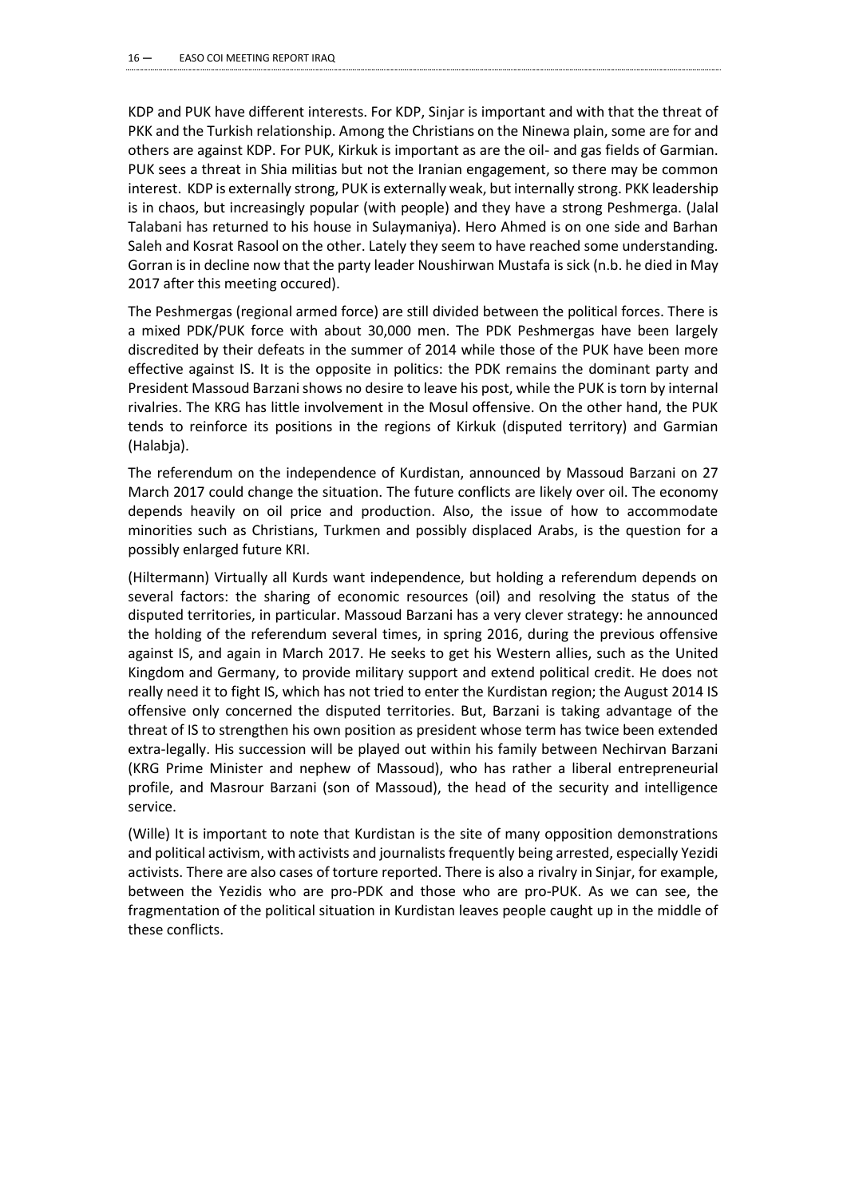KDP and PUK have different interests. For KDP, Sinjar is important and with that the threat of PKK and the Turkish relationship. Among the Christians on the Ninewa plain, some are for and others are against KDP. For PUK, Kirkuk is important as are the oil- and gas fields of Garmian. PUK sees a threat in Shia militias but not the Iranian engagement, so there may be common interest. KDP is externally strong, PUK is externally weak, but internally strong. PKK leadership is in chaos, but increasingly popular (with people) and they have a strong Peshmerga. (Jalal Talabani has returned to his house in Sulaymaniya). Hero Ahmed is on one side and Barhan Saleh and Kosrat Rasool on the other. Lately they seem to have reached some understanding. Gorran is in decline now that the party leader Noushirwan Mustafa is sick (n.b. he died in May 2017 after this meeting occured).

The Peshmergas (regional armed force) are still divided between the political forces. There is a mixed PDK/PUK force with about 30,000 men. The PDK Peshmergas have been largely discredited by their defeats in the summer of 2014 while those of the PUK have been more effective against IS. It is the opposite in politics: the PDK remains the dominant party and President Massoud Barzani shows no desire to leave his post, while the PUK is torn by internal rivalries. The KRG has little involvement in the Mosul offensive. On the other hand, the PUK tends to reinforce its positions in the regions of Kirkuk (disputed territory) and Garmian (Halabja).

The referendum on the independence of Kurdistan, announced by Massoud Barzani on 27 March 2017 could change the situation. The future conflicts are likely over oil. The economy depends heavily on oil price and production. Also, the issue of how to accommodate minorities such as Christians, Turkmen and possibly displaced Arabs, is the question for a possibly enlarged future KRI.

(Hiltermann) Virtually all Kurds want independence, but holding a referendum depends on several factors: the sharing of economic resources (oil) and resolving the status of the disputed territories, in particular. Massoud Barzani has a very clever strategy: he announced the holding of the referendum several times, in spring 2016, during the previous offensive against IS, and again in March 2017. He seeks to get his Western allies, such as the United Kingdom and Germany, to provide military support and extend political credit. He does not really need it to fight IS, which has not tried to enter the Kurdistan region; the August 2014 IS offensive only concerned the disputed territories. But, Barzani is taking advantage of the threat of IS to strengthen his own position as president whose term has twice been extended extra-legally. His succession will be played out within his family between Nechirvan Barzani (KRG Prime Minister and nephew of Massoud), who has rather a liberal entrepreneurial profile, and Masrour Barzani (son of Massoud), the head of the security and intelligence service.

(Wille) It is important to note that Kurdistan is the site of many opposition demonstrations and political activism, with activists and journalists frequently being arrested, especially Yezidi activists. There are also cases of torture reported. There is also a rivalry in Sinjar, for example, between the Yezidis who are pro-PDK and those who are pro-PUK. As we can see, the fragmentation of the political situation in Kurdistan leaves people caught up in the middle of these conflicts.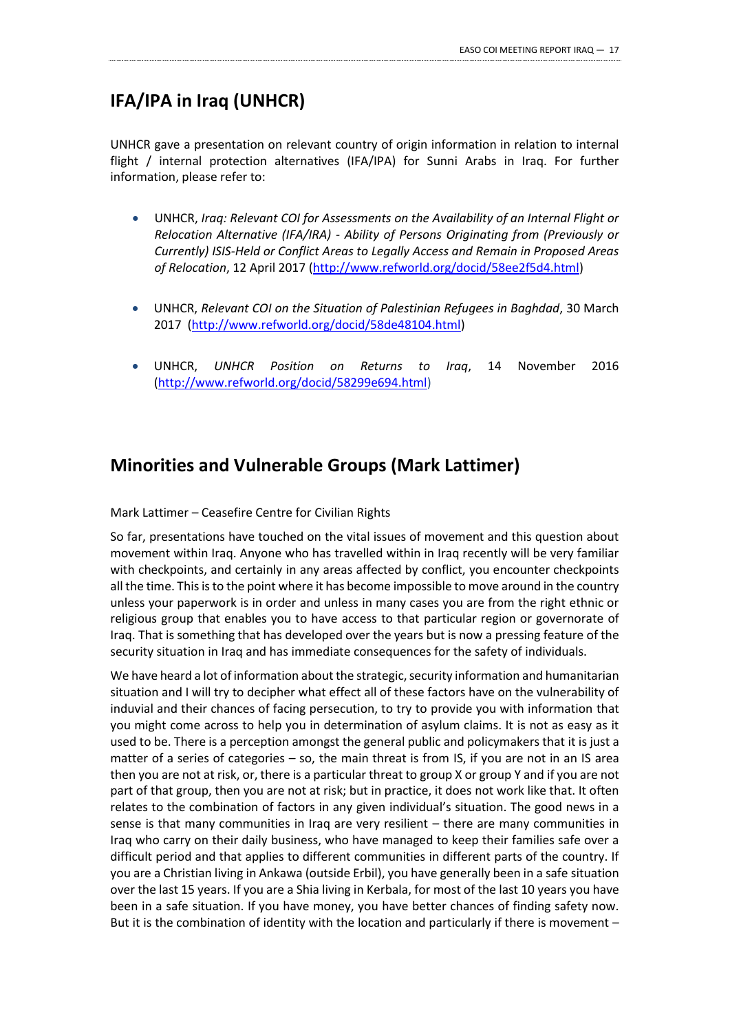## IFA/IPA in Iraq (UNHCR)

UNHCR gave a presentation on relevant country of origin information in relation to internal flight / internal protection alternatives (IFA/IPA) for Sunni Arabs in Iraq. For further information, please refer to:

- UNHCR, *Iraq: Relevant COI for Assessments on the Availability of an Internal Flight or Relocation Alternative (IFA/IRA) - Ability of Persons Originating from (Previously or Currently) ISIS-Held or Conflict Areas to Legally Access and Remain in Proposed Areas of Relocation*, 12 April 2017 (http://www.refworld.org/docid/58ee2f5d4.html)

- UNHCR, *Relevant COI on the Situation of Palestinian Refugees in Baghdad*, 30 March 2017 (http://www.refworld.org/docid/58de48104.html)

- UNHCR, *UNHCR Position on Returns to Iraq*, 14 November 2016 (http://www.refworld.org/docid/58299e694.html)

## Minorities and Vulnerable Groups (Mark Lattimer)

Mark Lattimer – Ceasefire Centre for Civilian Rights

So far, presentations have touched on the vital issues of movement and this question about movement within Iraq. Anyone who has travelled within in Iraq recently will be very familiar with checkpoints, and certainly in any areas affected by conflict, you encounter checkpoints all the time. This is to the point where it has become impossible to move around in the country unless your paperwork is in order and unless in many cases you are from the right ethnic or religious group that enables you to have access to that particular region or governorate of Iraq. That is something that has developed over the years but is now a pressing feature of the security situation in Iraq and has immediate consequences for the safety of individuals.

We have heard a lot of information about the strategic, security information and humanitarian situation and I will try to decipher what effect all of these factors have on the vulnerability of induvial and their chances of facing persecution, to try to provide you with information that you might come across to help you in determination of asylum claims. It is not as easy as it used to be. There is a perception amongst the general public and policymakers that it is just a matter of a series of categories – so, the main threat is from IS, if you are not in an IS area then you are not at risk, or, there is a particular threat to group X or group Y and if you are not part of that group, then you are not at risk; but in practice, it does not work like that. It often relates to the combination of factors in any given individual's situation. The good news in a sense is that many communities in Iraq are very resilient – there are many communities in Iraq who carry on their daily business, who have managed to keep their families safe over a difficult period and that applies to different communities in different parts of the country. If you are a Christian living in Ankawa (outside Erbil), you have generally been in a safe situation over the last 15 years. If you are a Shia living in Kerbala, for most of the last 10 years you have been in a safe situation. If you have money, you have better chances of finding safety now. But it is the combination of identity with the location and particularly if there is movement –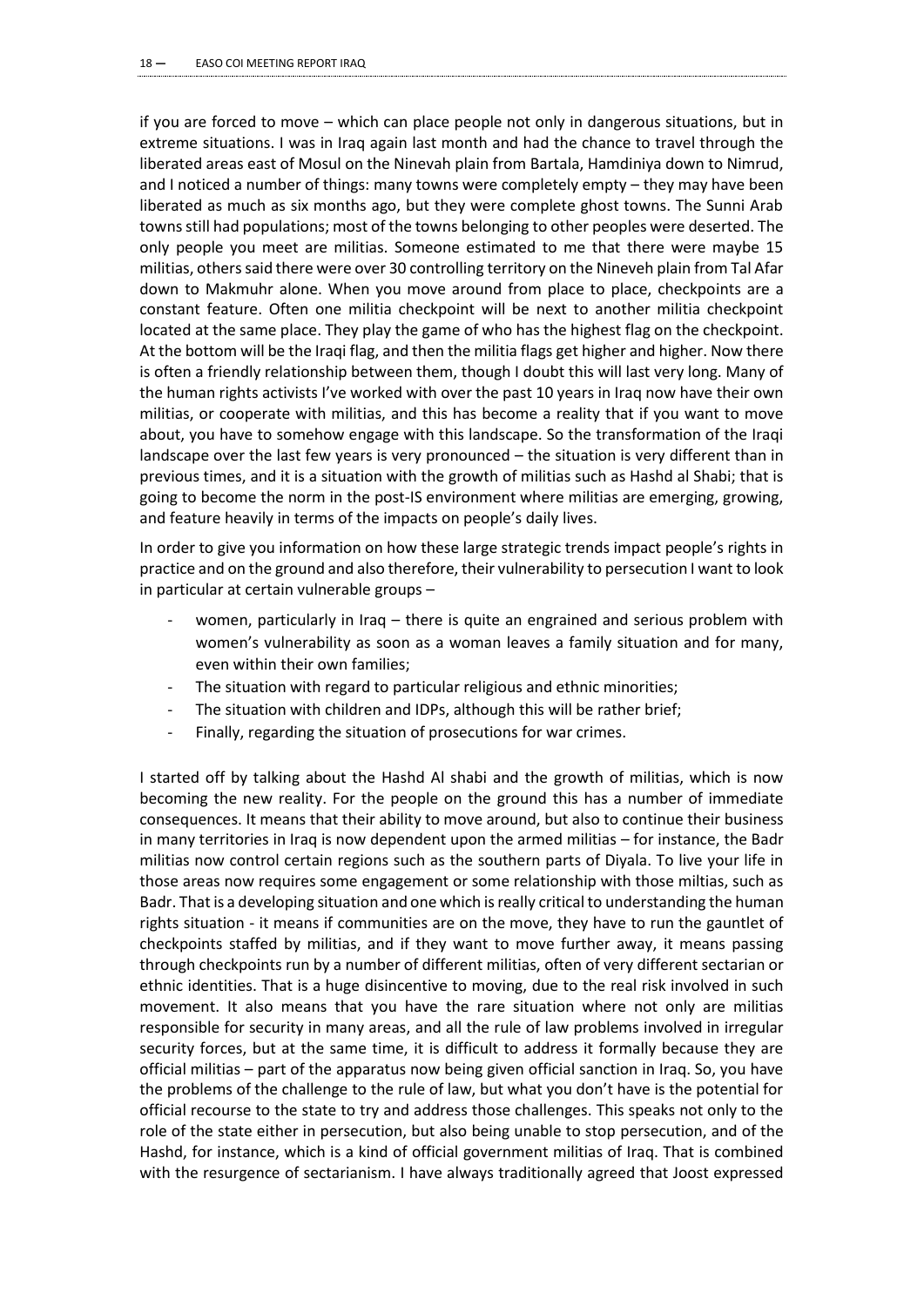if you are forced to move – which can place people not only in dangerous situations, but in extreme situations. I was in Iraq again last month and had the chance to travel through the liberated areas east of Mosul on the Ninevah plain from Bartala, Hamdiniya down to Nimrud, and I noticed a number of things: many towns were completely empty – they may have been liberated as much as six months ago, but they were complete ghost towns. The Sunni Arab towns still had populations; most of the towns belonging to other peoples were deserted. The only people you meet are militias. Someone estimated to me that there were maybe 15 militias, others said there were over 30 controlling territory on the Nineveh plain from Tal Afar down to Makmuhr alone. When you move around from place to place, checkpoints are a constant feature. Often one militia checkpoint will be next to another militia checkpoint located at the same place. They play the game of who has the highest flag on the checkpoint. At the bottom will be the Iraqi flag, and then the militia flags get higher and higher. Now there is often a friendly relationship between them, though I doubt this will last very long. Many of the human rights activists I've worked with over the past 10 years in Iraq now have their own militias, or cooperate with militias, and this has become a reality that if you want to move about, you have to somehow engage with this landscape. So the transformation of the Iraqi landscape over the last few years is very pronounced – the situation is very different than in previous times, and it is a situation with the growth of militias such as Hashd al Shabi; that is going to become the norm in the post-IS environment where militias are emerging, growing, and feature heavily in terms of the impacts on people's daily lives.

In order to give you information on how these large strategic trends impact people's rights in practice and on the ground and also therefore, their vulnerability to persecution I want to look in particular at certain vulnerable groups –

- women, particularly in Iraq – there is quite an engrained and serious problem with women's vulnerability as soon as a woman leaves a family situation and for many, even within their own families;
- The situation with regard to particular religious and ethnic minorities;
- The situation with children and IDPs, although this will be rather brief;
- Finally, regarding the situation of prosecutions for war crimes.

I started off by talking about the Hashd Al shabi and the growth of militias, which is now becoming the new reality. For the people on the ground this has a number of immediate consequences. It means that their ability to move around, but also to continue their business in many territories in Iraq is now dependent upon the armed militias – for instance, the Badr militias now control certain regions such as the southern parts of Diyala. To live your life in those areas now requires some engagement or some relationship with those miltias, such as Badr. That is a developing situation and one which is really critical to understanding the human rights situation - it means if communities are on the move, they have to run the gauntlet of checkpoints staffed by militias, and if they want to move further away, it means passing through checkpoints run by a number of different militias, often of very different sectarian or ethnic identities. That is a huge disincentive to moving, due to the real risk involved in such movement. It also means that you have the rare situation where not only are militias responsible for security in many areas, and all the rule of law problems involved in irregular security forces, but at the same time, it is difficult to address it formally because they are official militias – part of the apparatus now being given official sanction in Iraq. So, you have the problems of the challenge to the rule of law, but what you don't have is the potential for official recourse to the state to try and address those challenges. This speaks not only to the role of the state either in persecution, but also being unable to stop persecution, and of the Hashd, for instance, which is a kind of official government militias of Iraq. That is combined with the resurgence of sectarianism. I have always traditionally agreed that Joost expressed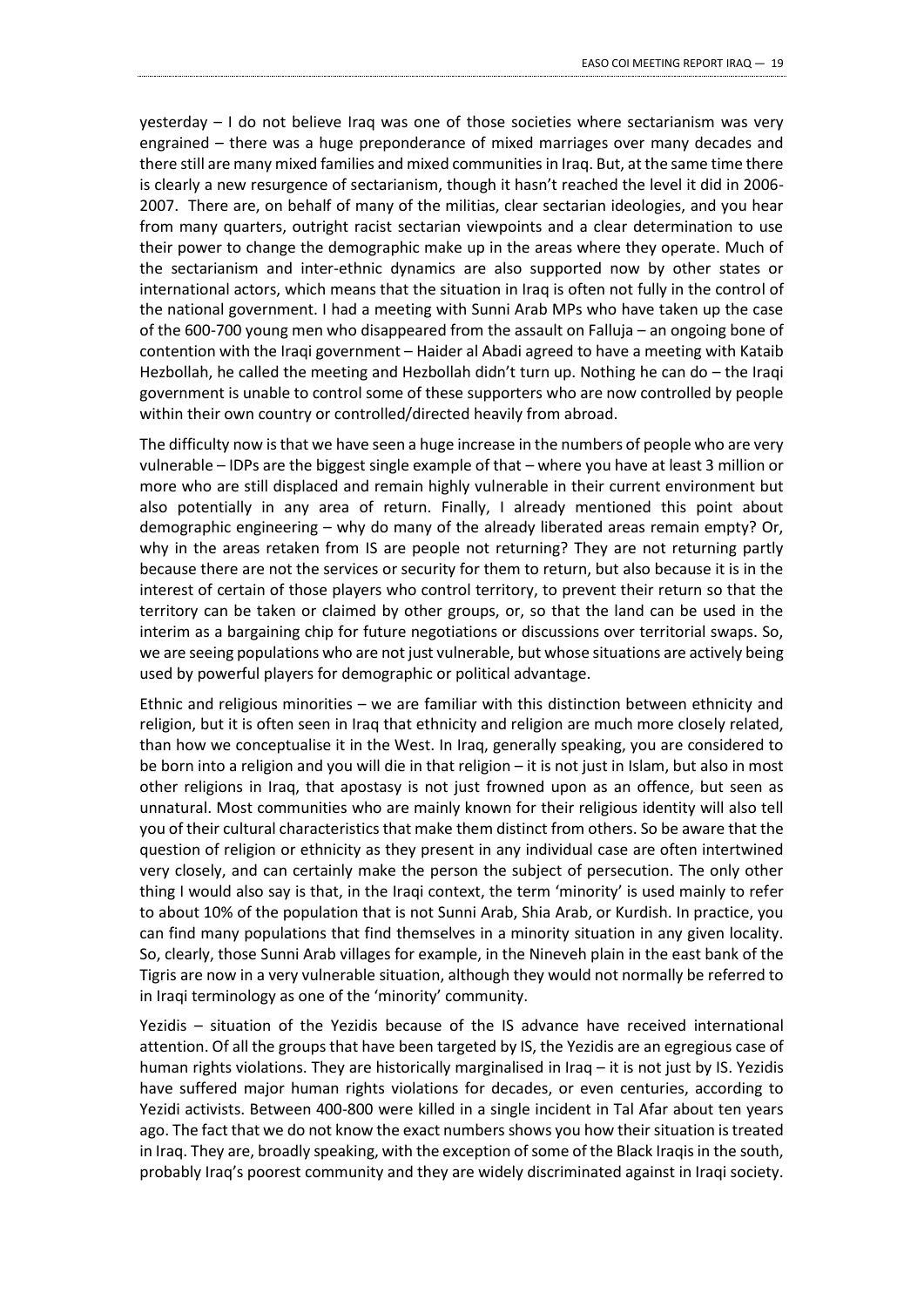yesterday – I do not believe Iraq was one of those societies where sectarianism was very engrained – there was a huge preponderance of mixed marriages over many decades and there still are many mixed families and mixed communities in Iraq. But, at the same time there is clearly a new resurgence of sectarianism, though it hasn't reached the level it did in 2006-2007. There are, on behalf of many of the militias, clear sectarian ideologies, and you hear from many quarters, outright racist sectarian viewpoints and a clear determination to use their power to change the demographic make up in the areas where they operate. Much of the sectarianism and inter-ethnic dynamics are also supported now by other states or international actors, which means that the situation in Iraq is often not fully in the control of the national government. I had a meeting with Sunni Arab MPs who have taken up the case of the 600-700 young men who disappeared from the assault on Falluja – an ongoing bone of contention with the Iraqi government – Haider al Abadi agreed to have a meeting with Kataib Hezbollah, he called the meeting and Hezbollah didn't turn up. Nothing he can do – the Iraqi government is unable to control some of these supporters who are now controlled by people within their own country or controlled/directed heavily from abroad.

The difficulty now is that we have seen a huge increase in the numbers of people who are very vulnerable – IDPs are the biggest single example of that – where you have at least 3 million or more who are still displaced and remain highly vulnerable in their current environment but also potentially in any area of return. Finally, I already mentioned this point about demographic engineering – why do many of the already liberated areas remain empty? Or, why in the areas retaken from IS are people not returning? They are not returning partly because there are not the services or security for them to return, but also because it is in the interest of certain of those players who control territory, to prevent their return so that the territory can be taken or claimed by other groups, or, so that the land can be used in the interim as a bargaining chip for future negotiations or discussions over territorial swaps. So, we are seeing populations who are not just vulnerable, but whose situations are actively being used by powerful players for demographic or political advantage.

Ethnic and religious minorities – we are familiar with this distinction between ethnicity and religion, but it is often seen in Iraq that ethnicity and religion are much more closely related, than how we conceptualise it in the West. In Iraq, generally speaking, you are considered to be born into a religion and you will die in that religion – it is not just in Islam, but also in most other religions in Iraq, that apostasy is not just frowned upon as an offence, but seen as unnatural. Most communities who are mainly known for their religious identity will also tell you of their cultural characteristics that make them distinct from others. So be aware that the question of religion or ethnicity as they present in any individual case are often intertwined very closely, and can certainly make the person the subject of persecution. The only other thing I would also say is that, in the Iraqi context, the term 'minority' is used mainly to refer to about 10% of the population that is not Sunni Arab, Shia Arab, or Kurdish. In practice, you can find many populations that find themselves in a minority situation in any given locality. So, clearly, those Sunni Arab villages for example, in the Nineveh plain in the east bank of the Tigris are now in a very vulnerable situation, although they would not normally be referred to in Iraqi terminology as one of the 'minority' community.

Yezidis – situation of the Yezidis because of the IS advance have received international attention. Of all the groups that have been targeted by IS, the Yezidis are an egregious case of human rights violations. They are historically marginalised in Iraq – it is not just by IS. Yezidis have suffered major human rights violations for decades, or even centuries, according to Yezidi activists. Between 400-800 were killed in a single incident in Tal Afar about ten years ago. The fact that we do not know the exact numbers shows you how their situation is treated in Iraq. They are, broadly speaking, with the exception of some of the Black Iraqis in the south, probably Iraq's poorest community and they are widely discriminated against in Iraqi society.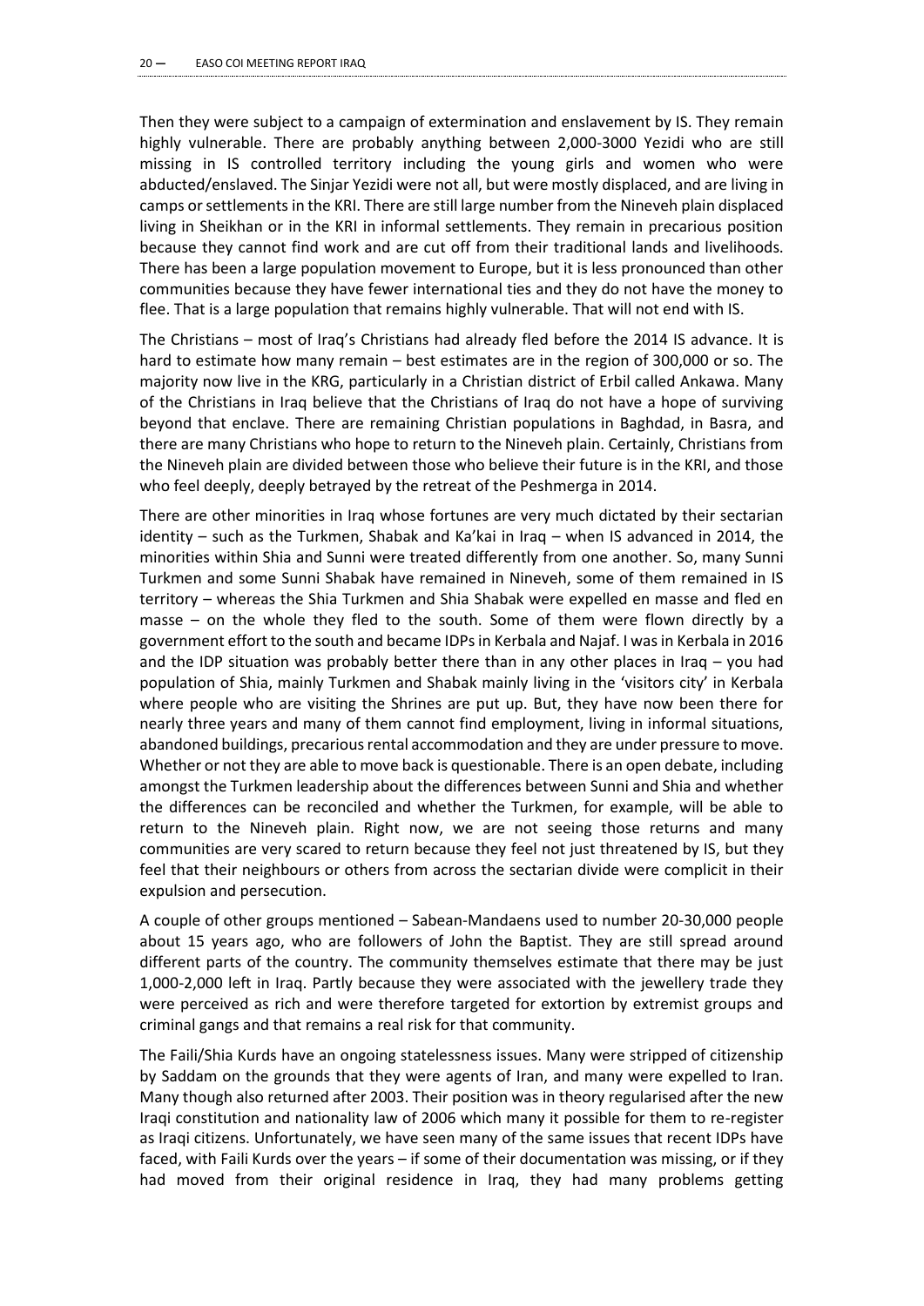Then they were subject to a campaign of extermination and enslavement by IS. They remain highly vulnerable. There are probably anything between 2,000-3000 Yezidi who are still missing in IS controlled territory including the young girls and women who were abducted/enslaved. The Sinjar Yezidi were not all, but were mostly displaced, and are living in camps or settlements in the KRI. There are still large number from the Nineveh plain displaced living in Sheikhan or in the KRI in informal settlements. They remain in precarious position because they cannot find work and are cut off from their traditional lands and livelihoods. There has been a large population movement to Europe, but it is less pronounced than other communities because they have fewer international ties and they do not have the money to flee. That is a large population that remains highly vulnerable. That will not end with IS.

The Christians – most of Iraq's Christians had already fled before the 2014 IS advance. It is hard to estimate how many remain – best estimates are in the region of 300,000 or so. The majority now live in the KRG, particularly in a Christian district of Erbil called Ankawa. Many of the Christians in Iraq believe that the Christians of Iraq do not have a hope of surviving beyond that enclave. There are remaining Christian populations in Baghdad, in Basra, and there are many Christians who hope to return to the Nineveh plain. Certainly, Christians from the Nineveh plain are divided between those who believe their future is in the KRI, and those who feel deeply, deeply betrayed by the retreat of the Peshmerga in 2014.

There are other minorities in Iraq whose fortunes are very much dictated by their sectarian identity – such as the Turkmen, Shabak and Ka'kai in Iraq – when IS advanced in 2014, the minorities within Shia and Sunni were treated differently from one another. So, many Sunni Turkmen and some Sunni Shabak have remained in Nineveh, some of them remained in IS territory – whereas the Shia Turkmen and Shia Shabak were expelled en masse and fled en masse – on the whole they fled to the south. Some of them were flown directly by a government effort to the south and became IDPs in Kerbala and Najaf. I was in Kerbala in 2016 and the IDP situation was probably better there than in any other places in Iraq – you had population of Shia, mainly Turkmen and Shabak mainly living in the 'visitors city' in Kerbala where people who are visiting the Shrines are put up. But, they have now been there for nearly three years and many of them cannot find employment, living in informal situations, abandoned buildings, precarious rental accommodation and they are under pressure to move. Whether or not they are able to move back is questionable. There is an open debate, including amongst the Turkmen leadership about the differences between Sunni and Shia and whether the differences can be reconciled and whether the Turkmen, for example, will be able to return to the Nineveh plain. Right now, we are not seeing those returns and many communities are very scared to return because they feel not just threatened by IS, but they feel that their neighbours or others from across the sectarian divide were complicit in their expulsion and persecution.

A couple of other groups mentioned – Sabean-Mandaens used to number 20-30,000 people about 15 years ago, who are followers of John the Baptist. They are still spread around different parts of the country. The community themselves estimate that there may be just 1,000-2,000 left in Iraq. Partly because they were associated with the jewellery trade they were perceived as rich and were therefore targeted for extortion by extremist groups and criminal gangs and that remains a real risk for that community.

The Faili/Shia Kurds have an ongoing statelessness issues. Many were stripped of citizenship by Saddam on the grounds that they were agents of Iran, and many were expelled to Iran. Many though also returned after 2003. Their position was in theory regularised after the new Iraqi constitution and nationality law of 2006 which many it possible for them to re-register as Iraqi citizens. Unfortunately, we have seen many of the same issues that recent IDPs have faced, with Faili Kurds over the years – if some of their documentation was missing, or if they had moved from their original residence in Iraq, they had many problems getting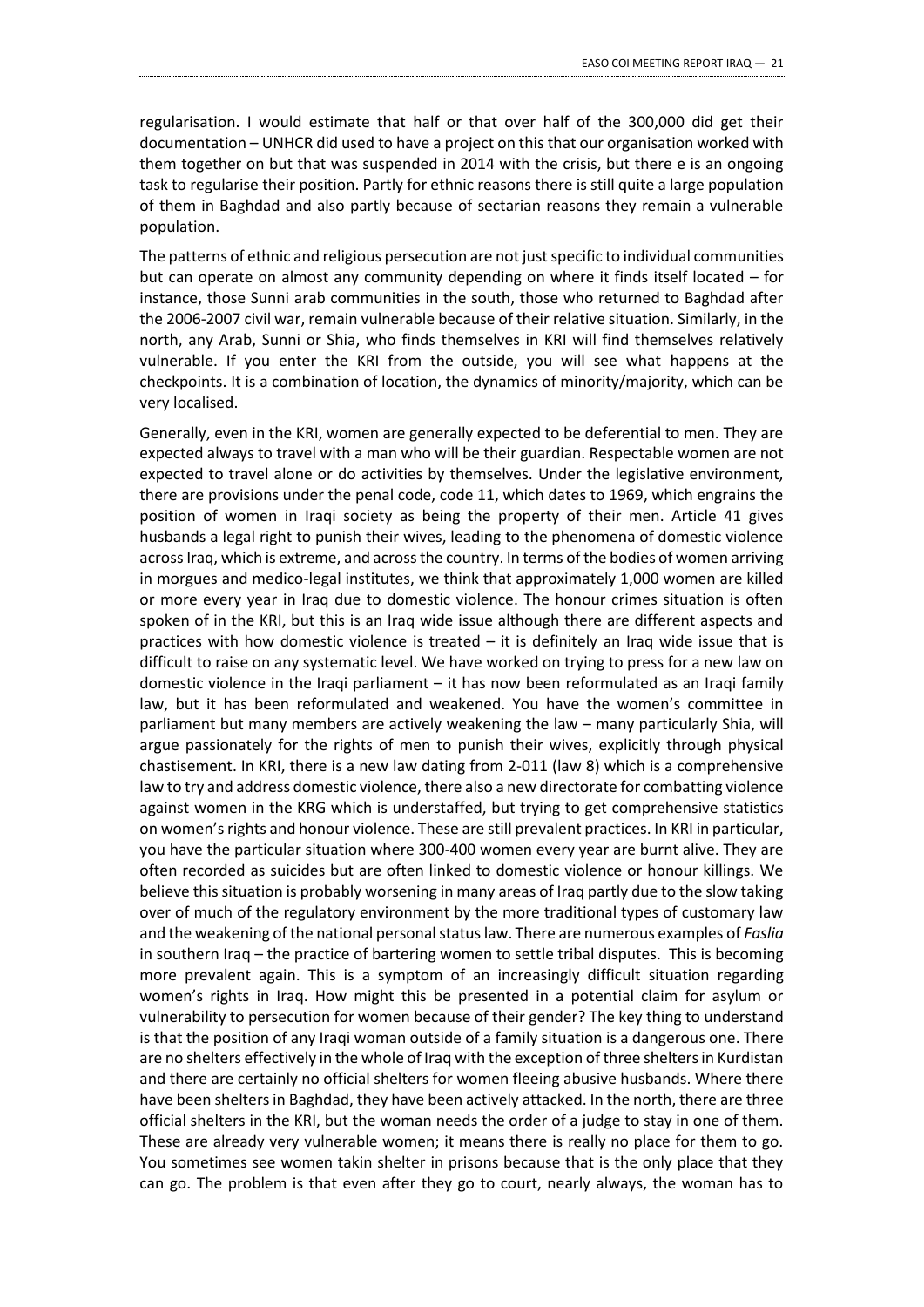regularisation. I would estimate that half or that over half of the 300,000 did get their documentation – UNHCR did used to have a project on this that our organisation worked with them together on but that was suspended in 2014 with the crisis, but there e is an ongoing task to regularise their position. Partly for ethnic reasons there is still quite a large population of them in Baghdad and also partly because of sectarian reasons they remain a vulnerable population.

The patterns of ethnic and religious persecution are not just specific to individual communities but can operate on almost any community depending on where it finds itself located – for instance, those Sunni arab communities in the south, those who returned to Baghdad after the 2006-2007 civil war, remain vulnerable because of their relative situation. Similarly, in the north, any Arab, Sunni or Shia, who finds themselves in KRI will find themselves relatively vulnerable. If you enter the KRI from the outside, you will see what happens at the checkpoints. It is a combination of location, the dynamics of minority/majority, which can be very localised.

Generally, even in the KRI, women are generally expected to be deferential to men. They are expected always to travel with a man who will be their guardian. Respectable women are not expected to travel alone or do activities by themselves. Under the legislative environment, there are provisions under the penal code, code 11, which dates to 1969, which engrains the position of women in Iraqi society as being the property of their men. Article 41 gives husbands a legal right to punish their wives, leading to the phenomena of domestic violence across Iraq, which is extreme, and across the country. In terms of the bodies of women arriving in morgues and medico-legal institutes, we think that approximately 1,000 women are killed or more every year in Iraq due to domestic violence. The honour crimes situation is often spoken of in the KRI, but this is an Iraq wide issue although there are different aspects and practices with how domestic violence is treated – it is definitely an Iraq wide issue that is difficult to raise on any systematic level. We have worked on trying to press for a new law on domestic violence in the Iraqi parliament – it has now been reformulated as an Iraqi family law, but it has been reformulated and weakened. You have the women's committee in parliament but many members are actively weakening the law – many particularly Shia, will argue passionately for the rights of men to punish their wives, explicitly through physical chastisement. In KRI, there is a new law dating from 2-011 (law 8) which is a comprehensive law to try and address domestic violence, there also a new directorate for combatting violence against women in the KRG which is understaffed, but trying to get comprehensive statistics on women's rights and honour violence. These are still prevalent practices. In KRI in particular, you have the particular situation where 300-400 women every year are burnt alive. They are often recorded as suicides but are often linked to domestic violence or honour killings. We believe this situation is probably worsening in many areas of Iraq partly due to the slow taking over of much of the regulatory environment by the more traditional types of customary law and the weakening of the national personal status law. There are numerous examples of *Faslia* in southern Iraq – the practice of bartering women to settle tribal disputes. This is becoming more prevalent again. This is a symptom of an increasingly difficult situation regarding women's rights in Iraq. How might this be presented in a potential claim for asylum or vulnerability to persecution for women because of their gender? The key thing to understand is that the position of any Iraqi woman outside of a family situation is a dangerous one. There are no shelters effectively in the whole of Iraq with the exception of three shelters in Kurdistan and there are certainly no official shelters for women fleeing abusive husbands. Where there have been shelters in Baghdad, they have been actively attacked. In the north, there are three official shelters in the KRI, but the woman needs the order of a judge to stay in one of them. These are already very vulnerable women; it means there is really no place for them to go. You sometimes see women takin shelter in prisons because that is the only place that they can go. The problem is that even after they go to court, nearly always, the woman has to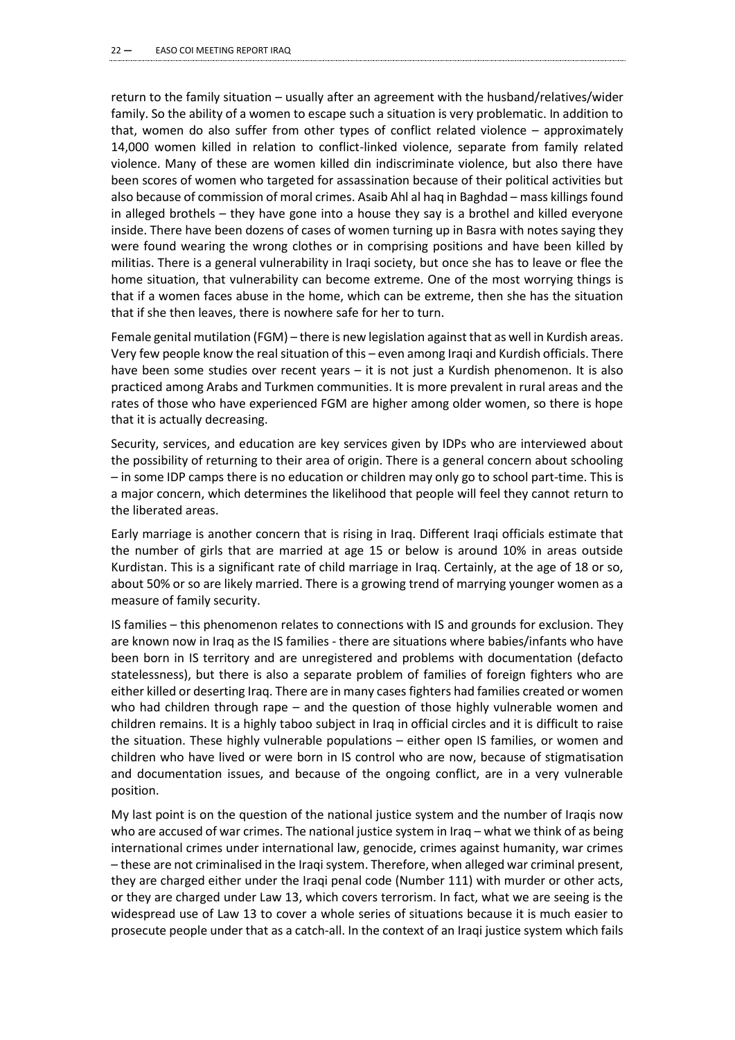return to the family situation – usually after an agreement with the husband/relatives/wider family. So the ability of a women to escape such a situation is very problematic. In addition to that, women do also suffer from other types of conflict related violence – approximately 14,000 women killed in relation to conflict-linked violence, separate from family related violence. Many of these are women killed din indiscriminate violence, but also there have been scores of women who targeted for assassination because of their political activities but also because of commission of moral crimes. Asaib Ahl al haq in Baghdad – mass killings found in alleged brothels – they have gone into a house they say is a brothel and killed everyone inside. There have been dozens of cases of women turning up in Basra with notes saying they were found wearing the wrong clothes or in comprising positions and have been killed by militias. There is a general vulnerability in Iraqi society, but once she has to leave or flee the home situation, that vulnerability can become extreme. One of the most worrying things is that if a women faces abuse in the home, which can be extreme, then she has the situation that if she then leaves, there is nowhere safe for her to turn.

Female genital mutilation (FGM) – there is new legislation against that as well in Kurdish areas. Very few people know the real situation of this – even among Iraqi and Kurdish officials. There have been some studies over recent years – it is not just a Kurdish phenomenon. It is also practiced among Arabs and Turkmen communities. It is more prevalent in rural areas and the rates of those who have experienced FGM are higher among older women, so there is hope that it is actually decreasing.

Security, services, and education are key services given by IDPs who are interviewed about the possibility of returning to their area of origin. There is a general concern about schooling – in some IDP camps there is no education or children may only go to school part-time. This is a major concern, which determines the likelihood that people will feel they cannot return to the liberated areas.

Early marriage is another concern that is rising in Iraq. Different Iraqi officials estimate that the number of girls that are married at age 15 or below is around 10% in areas outside Kurdistan. This is a significant rate of child marriage in Iraq. Certainly, at the age of 18 or so, about 50% or so are likely married. There is a growing trend of marrying younger women as a measure of family security.

IS families – this phenomenon relates to connections with IS and grounds for exclusion. They are known now in Iraq as the IS families - there are situations where babies/infants who have been born in IS territory and are unregistered and problems with documentation (defacto statelessness), but there is also a separate problem of families of foreign fighters who are either killed or deserting Iraq. There are in many cases fighters had families created or women who had children through rape – and the question of those highly vulnerable women and children remains. It is a highly taboo subject in Iraq in official circles and it is difficult to raise the situation. These highly vulnerable populations – either open IS families, or women and children who have lived or were born in IS control who are now, because of stigmatisation and documentation issues, and because of the ongoing conflict, are in a very vulnerable position.

My last point is on the question of the national justice system and the number of Iraqis now who are accused of war crimes. The national justice system in Iraq – what we think of as being international crimes under international law, genocide, crimes against humanity, war crimes – these are not criminalised in the Iraqi system. Therefore, when alleged war criminal present, they are charged either under the Iraqi penal code (Number 111) with murder or other acts, or they are charged under Law 13, which covers terrorism. In fact, what we are seeing is the widespread use of Law 13 to cover a whole series of situations because it is much easier to prosecute people under that as a catch-all. In the context of an Iraqi justice system which fails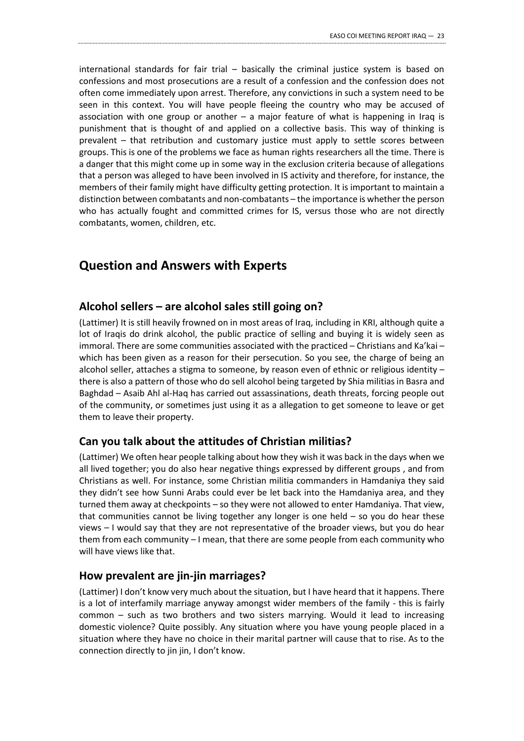international standards for fair trial – basically the criminal justice system is based on confessions and most prosecutions are a result of a confession and the confession does not often come immediately upon arrest. Therefore, any convictions in such a system need to be seen in this context. You will have people fleeing the country who may be accused of association with one group or another – a major feature of what is happening in Iraq is punishment that is thought of and applied on a collective basis. This way of thinking is prevalent – that retribution and customary justice must apply to settle scores between groups. This is one of the problems we face as human rights researchers all the time. There is a danger that this might come up in some way in the exclusion criteria because of allegations that a person was alleged to have been involved in IS activity and therefore, for instance, the members of their family might have difficulty getting protection. It is important to maintain a distinction between combatants and non-combatants – the importance is whether the person who has actually fought and committed crimes for IS, versus those who are not directly combatants, women, children, etc.

# Question and Answers with Experts

## Alcohol sellers – are alcohol sales still going on?

(Lattimer) It is still heavily frowned on in most areas of Iraq, including in KRI, although quite a lot of Iraqis do drink alcohol, the public practice of selling and buying it is widely seen as immoral. There are some communities associated with the practiced – Christians and Ka'kai – which has been given as a reason for their persecution. So you see, the charge of being an alcohol seller, attaches a stigma to someone, by reason even of ethnic or religious identity – there is also a pattern of those who do sell alcohol being targeted by Shia militias in Basra and Baghdad – Asaib Ahl al-Haq has carried out assassinations, death threats, forcing people out of the community, or sometimes just using it as a allegation to get someone to leave or get them to leave their property.

## Can you talk about the attitudes of Christian militias?

(Lattimer) We often hear people talking about how they wish it was back in the days when we all lived together; you do also hear negative things expressed by different groups , and from Christians as well. For instance, some Christian militia commanders in Hamdaniya they said they didn't see how Sunni Arabs could ever be let back into the Hamdaniya area, and they turned them away at checkpoints – so they were not allowed to enter Hamdaniya. That view, that communities cannot be living together any longer is one held – so you do hear these views – I would say that they are not representative of the broader views, but you do hear them from each community – I mean, that there are some people from each community who will have views like that.

## How prevalent are jin-jin marriages?

(Lattimer) I don't know very much about the situation, but I have heard that it happens. There is a lot of interfamily marriage anyway amongst wider members of the family - this is fairly common – such as two brothers and two sisters marrying. Would it lead to increasing domestic violence? Quite possibly. Any situation where you have young people placed in a situation where they have no choice in their marital partner will cause that to rise. As to the connection directly to jin jin, I don't know.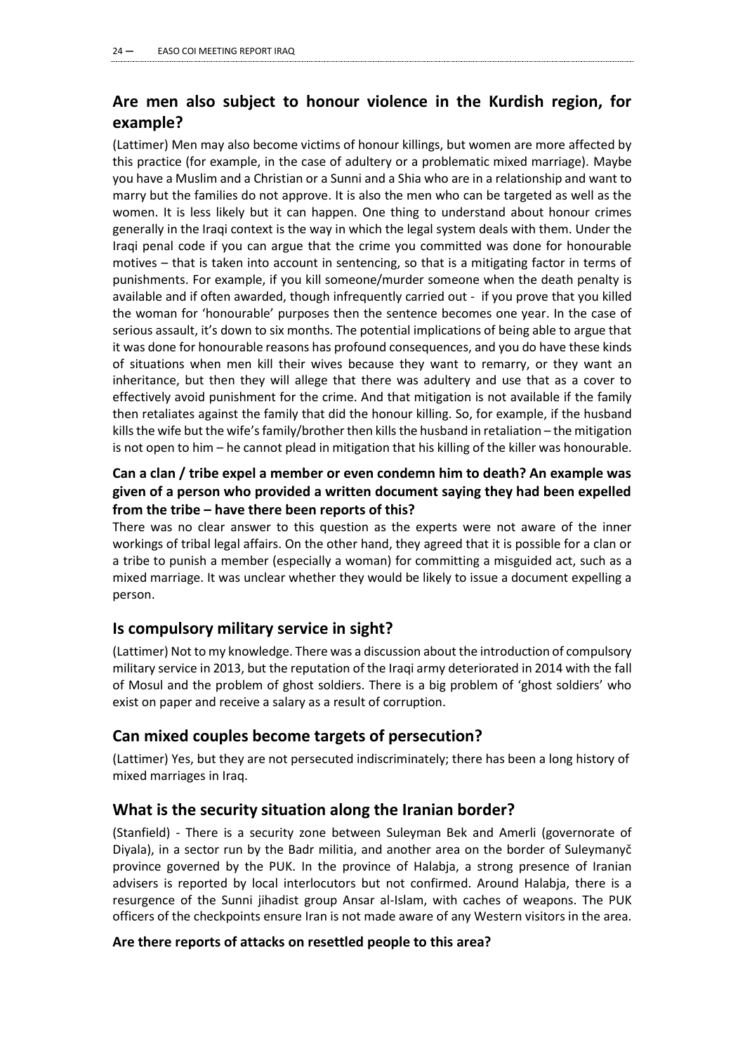## Are men also subject to honour violence in the Kurdish region, for example?

(Lattimer) Men may also become victims of honour killings, but women are more affected by this practice (for example, in the case of adultery or a problematic mixed marriage). Maybe you have a Muslim and a Christian or a Sunni and a Shia who are in a relationship and want to marry but the families do not approve. It is also the men who can be targeted as well as the women. It is less likely but it can happen. One thing to understand about honour crimes generally in the Iraqi context is the way in which the legal system deals with them. Under the Iraqi penal code if you can argue that the crime you committed was done for honourable motives – that is taken into account in sentencing, so that is a mitigating factor in terms of punishments. For example, if you kill someone/murder someone when the death penalty is available and if often awarded, though infrequently carried out - if you prove that you killed the woman for 'honourable' purposes then the sentence becomes one year. In the case of serious assault, it's down to six months. The potential implications of being able to argue that it was done for honourable reasons has profound consequences, and you do have these kinds of situations when men kill their wives because they want to remarry, or they want an inheritance, but then they will allege that there was adultery and use that as a cover to effectively avoid punishment for the crime. And that mitigation is not available if the family then retaliates against the family that did the honour killing. So, for example, if the husband kills the wife but the wife's family/brother then kills the husband in retaliation – the mitigation is not open to him – he cannot plead in mitigation that his killing of the killer was honourable.

### Can a clan / tribe expel a member or even condemn him to death? An example was given of a person who provided a written document saying they had been expelled from the tribe – have there been reports of this?

There was no clear answer to this question as the experts were not aware of the inner workings of tribal legal affairs. On the other hand, they agreed that it is possible for a clan or a tribe to punish a member (especially a woman) for committing a misguided act, such as a mixed marriage. It was unclear whether they would be likely to issue a document expelling a person.

## Is compulsory military service in sight?

(Lattimer) Not to my knowledge. There was a discussion about the introduction of compulsory military service in 2013, but the reputation of the Iraqi army deteriorated in 2014 with the fall of Mosul and the problem of ghost soldiers. There is a big problem of 'ghost soldiers' who exist on paper and receive a salary as a result of corruption.

## Can mixed couples become targets of persecution?

(Lattimer) Yes, but they are not persecuted indiscriminately; there has been a long history of mixed marriages in Iraq.

## What is the security situation along the Iranian border?

(Stanfield) - There is a security zone between Suleyman Bek and Amerli (governorate of Diyala), in a sector run by the Badr militia, and another area on the border of Suleymanyč province governed by the PUK. In the province of Halabja, a strong presence of Iranian advisers is reported by local interlocutors but not confirmed. Around Halabja, there is a resurgence of the Sunni jihadist group Ansar al-Islam, with caches of weapons. The PUK officers of the checkpoints ensure Iran is not made aware of any Western visitors in the area.

### Are there reports of attacks on resettled people to this area?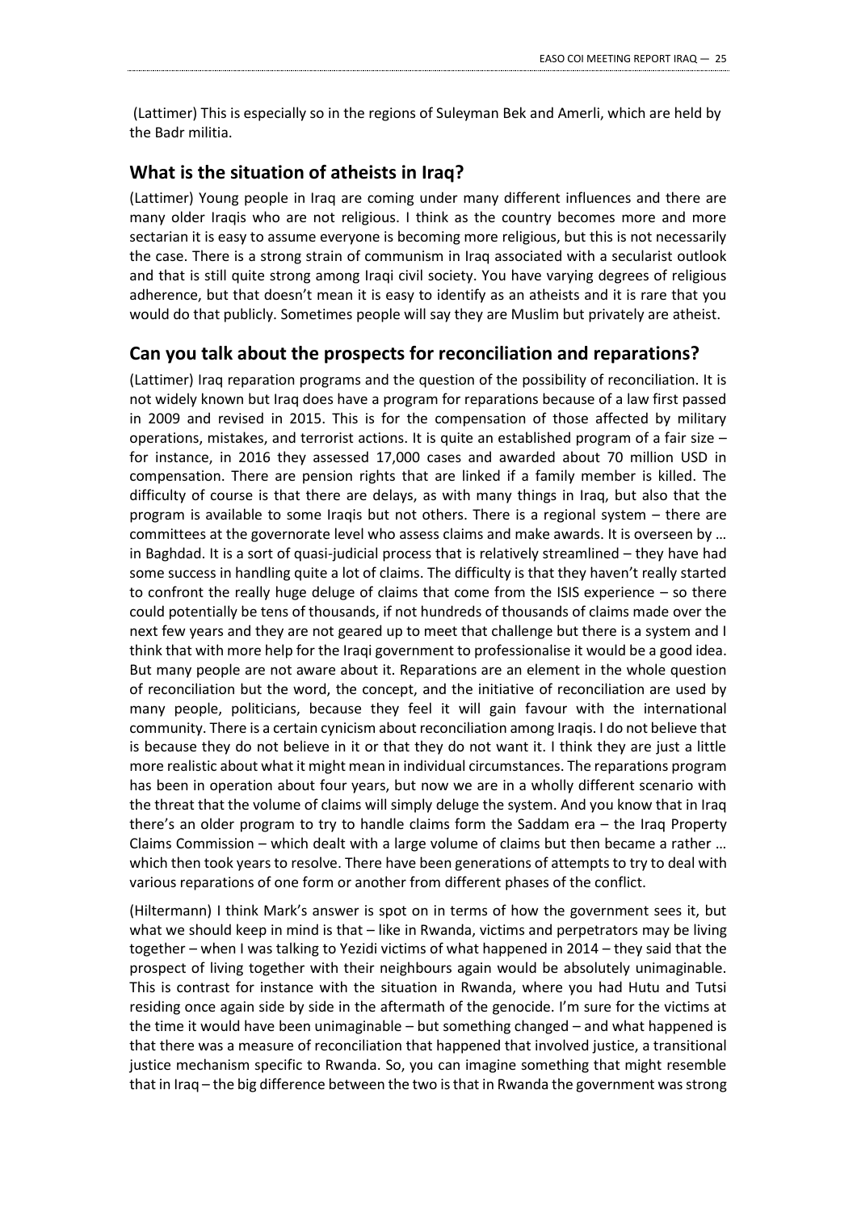(Lattimer) This is especially so in the regions of Suleyman Bek and Amerli, which are held by the Badr militia.

## What is the situation of atheists in Iraq?

(Lattimer) Young people in Iraq are coming under many different influences and there are many older Iraqis who are not religious. I think as the country becomes more and more sectarian it is easy to assume everyone is becoming more religious, but this is not necessarily the case. There is a strong strain of communism in Iraq associated with a secularist outlook and that is still quite strong among Iraqi civil society. You have varying degrees of religious adherence, but that doesn't mean it is easy to identify as an atheists and it is rare that you would do that publicly. Sometimes people will say they are Muslim but privately are atheist.

## Can you talk about the prospects for reconciliation and reparations?

(Lattimer) Iraq reparation programs and the question of the possibility of reconciliation. It is not widely known but Iraq does have a program for reparations because of a law first passed in 2009 and revised in 2015. This is for the compensation of those affected by military operations, mistakes, and terrorist actions. It is quite an established program of a fair size – for instance, in 2016 they assessed 17,000 cases and awarded about 70 million USD in compensation. There are pension rights that are linked if a family member is killed. The difficulty of course is that there are delays, as with many things in Iraq, but also that the program is available to some Iraqis but not others. There is a regional system – there are committees at the governorate level who assess claims and make awards. It is overseen by … in Baghdad. It is a sort of quasi-judicial process that is relatively streamlined – they have had some success in handling quite a lot of claims. The difficulty is that they haven't really started to confront the really huge deluge of claims that come from the ISIS experience – so there could potentially be tens of thousands, if not hundreds of thousands of claims made over the next few years and they are not geared up to meet that challenge but there is a system and I think that with more help for the Iraqi government to professionalise it would be a good idea. But many people are not aware about it. Reparations are an element in the whole question of reconciliation but the word, the concept, and the initiative of reconciliation are used by many people, politicians, because they feel it will gain favour with the international community. There is a certain cynicism about reconciliation among Iraqis. I do not believe that is because they do not believe in it or that they do not want it. I think they are just a little more realistic about what it might mean in individual circumstances. The reparations program has been in operation about four years, but now we are in a wholly different scenario with the threat that the volume of claims will simply deluge the system. And you know that in Iraq there's an older program to try to handle claims form the Saddam era – the Iraq Property Claims Commission – which dealt with a large volume of claims but then became a rather … which then took years to resolve. There have been generations of attempts to try to deal with various reparations of one form or another from different phases of the conflict.

(Hiltermann) I think Mark's answer is spot on in terms of how the government sees it, but what we should keep in mind is that – like in Rwanda, victims and perpetrators may be living together – when I was talking to Yezidi victims of what happened in 2014 – they said that the prospect of living together with their neighbours again would be absolutely unimaginable. This is contrast for instance with the situation in Rwanda, where you had Hutu and Tutsi residing once again side by side in the aftermath of the genocide. I'm sure for the victims at the time it would have been unimaginable – but something changed – and what happened is that there was a measure of reconciliation that happened that involved justice, a transitional justice mechanism specific to Rwanda. So, you can imagine something that might resemble that in Iraq – the big difference between the two is that in Rwanda the government was strong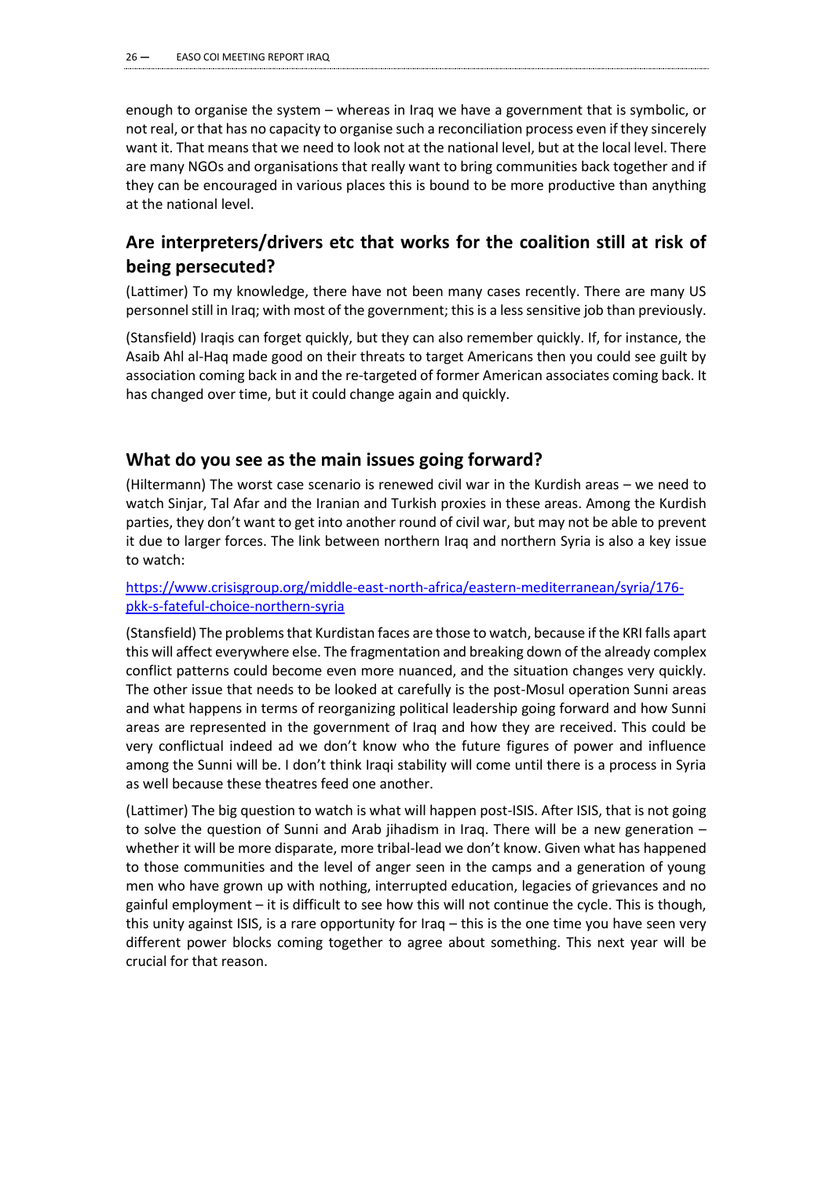enough to organise the system – whereas in Iraq we have a government that is symbolic, or not real, or that has no capacity to organise such a reconciliation process even if they sincerely want it. That means that we need to look not at the national level, but at the local level. There are many NGOs and organisations that really want to bring communities back together and if they can be encouraged in various places this is bound to be more productive than anything at the national level.

## Are interpreters/drivers etc that works for the coalition still at risk of being persecuted?

(Lattimer) To my knowledge, there have not been many cases recently. There are many US personnel still in Iraq; with most of the government; this is a less sensitive job than previously.

(Stansfield) Iraqis can forget quickly, but they can also remember quickly. If, for instance, the Asaib Ahl al-Haq made good on their threats to target Americans then you could see guilt by association coming back in and the re-targeted of former American associates coming back. It has changed over time, but it could change again and quickly.

## What do you see as the main issues going forward?

(Hiltermann) The worst case scenario is renewed civil war in the Kurdish areas – we need to watch Sinjar, Tal Afar and the Iranian and Turkish proxies in these areas. Among the Kurdish parties, they don't want to get into another round of civil war, but may not be able to prevent it due to larger forces. The link between northern Iraq and northern Syria is also a key issue to watch:

https://www.crisisgroup.org/middle-east-north-africa/eastern-mediterranean/syria/176-pkk-s-fateful-choice-northern-syria

(Stansfield) The problems that Kurdistan faces are those to watch, because if the KRI falls apart this will affect everywhere else. The fragmentation and breaking down of the already complex conflict patterns could become even more nuanced, and the situation changes very quickly. The other issue that needs to be looked at carefully is the post-Mosul operation Sunni areas and what happens in terms of reorganizing political leadership going forward and how Sunni areas are represented in the government of Iraq and how they are received. This could be very conflictual indeed ad we don't know who the future figures of power and influence among the Sunni will be. I don't think Iraqi stability will come until there is a process in Syria as well because these theatres feed one another.

(Lattimer) The big question to watch is what will happen post-ISIS. After ISIS, that is not going to solve the question of Sunni and Arab jihadism in Iraq. There will be a new generation – whether it will be more disparate, more tribal-lead we don't know. Given what has happened to those communities and the level of anger seen in the camps and a generation of young men who have grown up with nothing, interrupted education, legacies of grievances and no gainful employment – it is difficult to see how this will not continue the cycle. This is though, this unity against ISIS, is a rare opportunity for Iraq – this is the one time you have seen very different power blocks coming together to agree about something. This next year will be crucial for that reason.